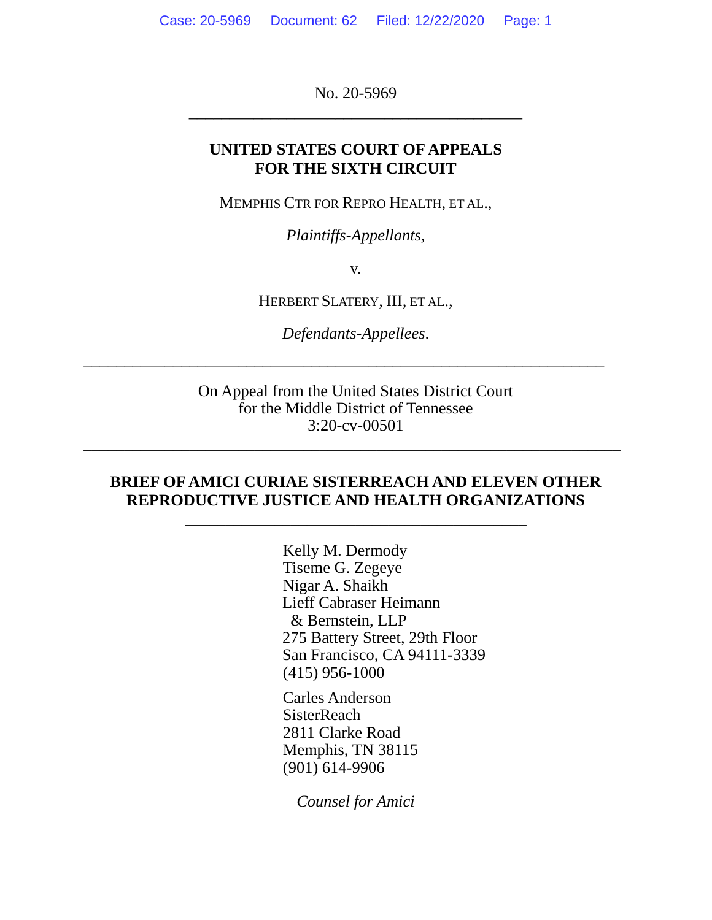No. 20-5969

---

**UNITED STATES COURT OF APPEALS**
**FOR THE SIXTH CIRCUIT**

MEMPHIS CTR FOR REPRO HEALTH, ET AL.,

*Plaintiffs-Appellants*,

v.

HERBERT SLATERY, III, ET AL.,

*Defendants-Appellees*.

---

On Appeal from the United States District Court
for the Middle District of Tennessee
3:20-cv-00501

---

**BRIEF OF AMICI CURIAE SISTERREACH AND ELEVEN OTHER REPRODUCTIVE JUSTICE AND HEALTH ORGANIZATIONS**

---

Kelly M. Dermody
Tiseme G. Zegeye
Nigar A. Shaikh
Lieff Cabraser Heimann
& Bernstein, LLP
275 Battery Street, 29th Floor
San Francisco, CA 94111-3339
(415) 956-1000

Carles Anderson
SisterReach
2811 Clarke Road
Memphis, TN 38115
(901) 614-9906

*Counsel for Amici*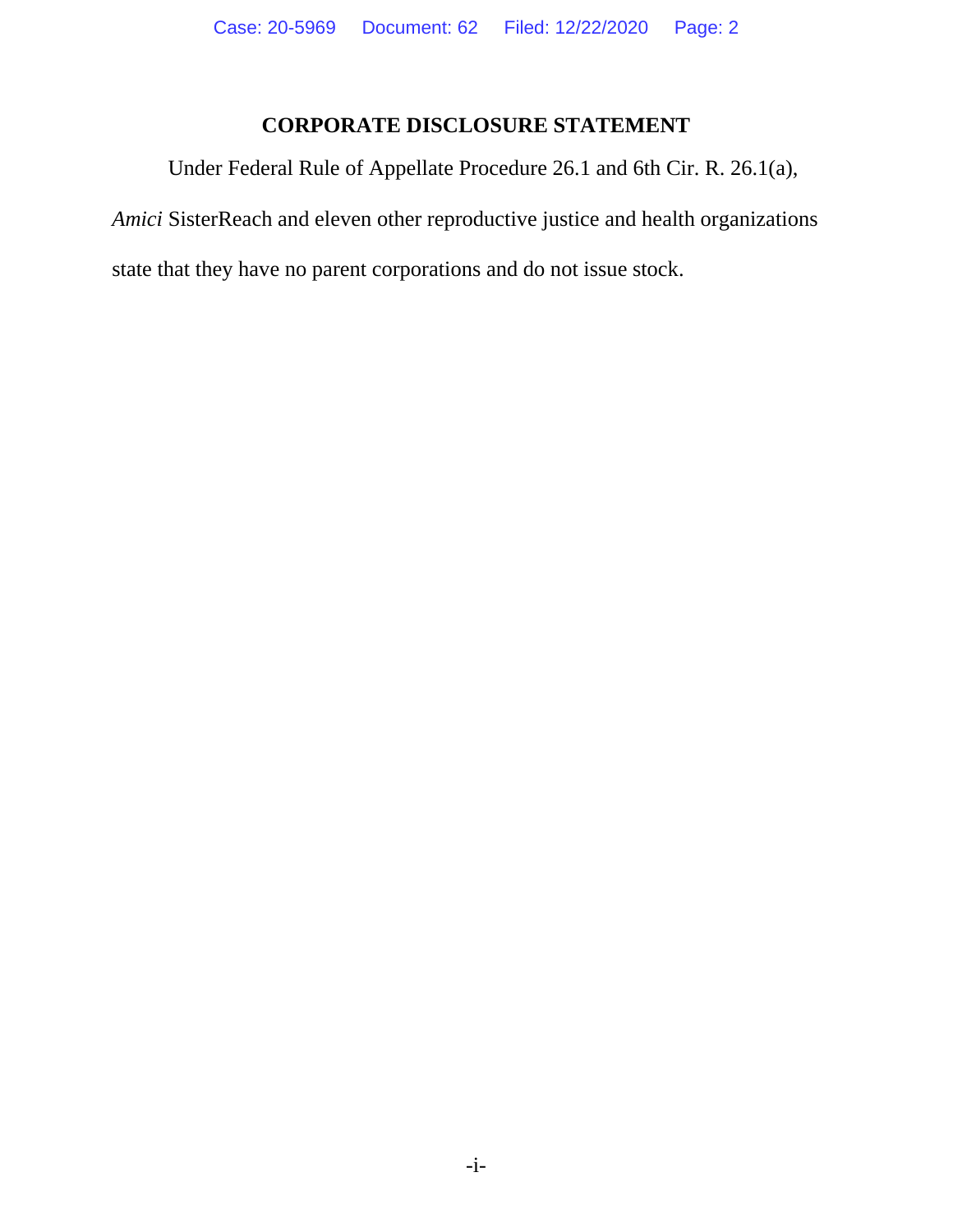## CORPORATE DISCLOSURE STATEMENT

Under Federal Rule of Appellate Procedure 26.1 and 6th Cir. R. 26.1(a), *Amici* SisterReach and eleven other reproductive justice and health organizations state that they have no parent corporations and do not issue stock.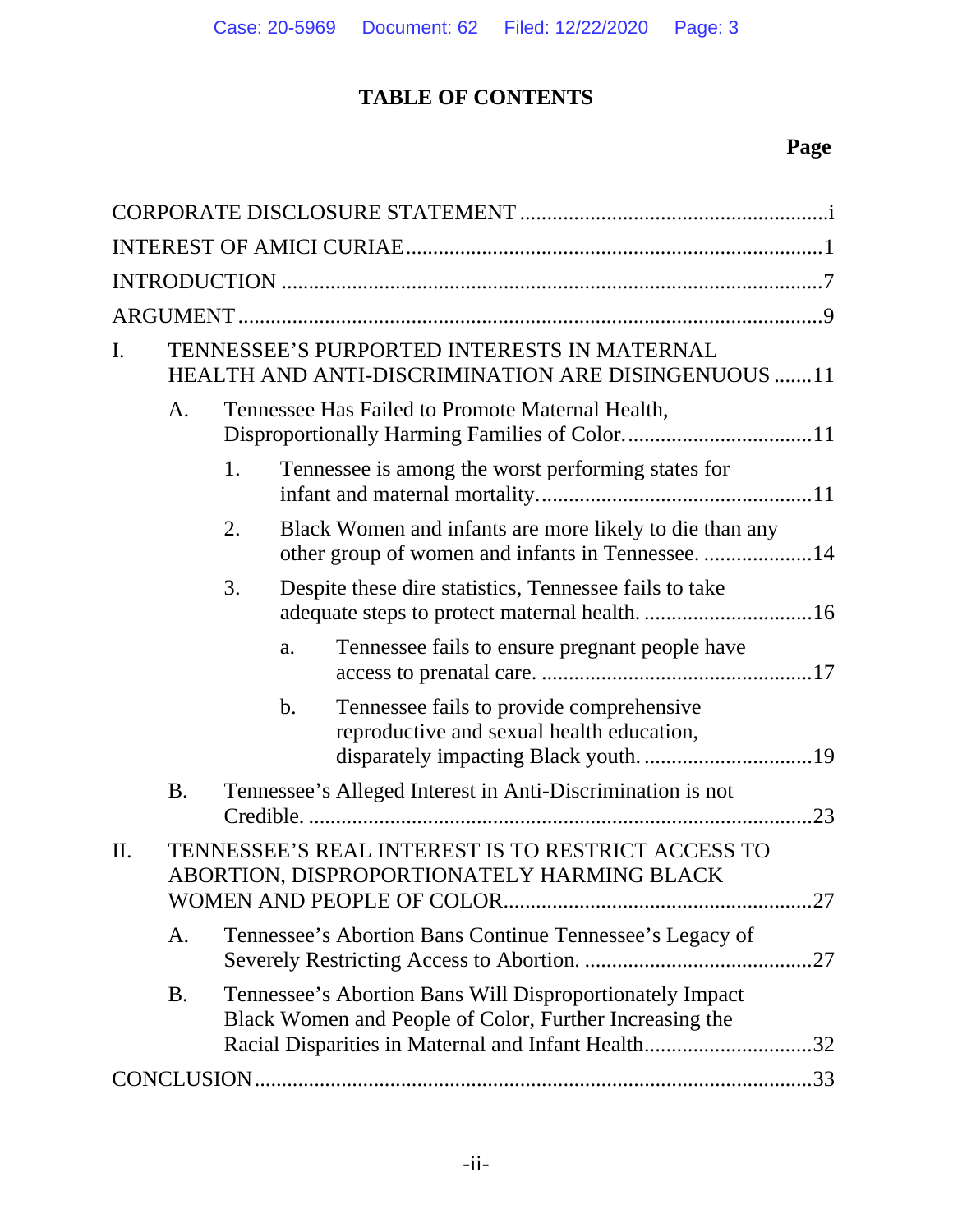# TABLE OF CONTENTS

**Page**

CORPORATE DISCLOSURE STATEMENT .......................................................i

INTEREST OF AMICI CURIAE ...........................................................................1

INTRODUCTION ..................................................................................................7

ARGUMENT ..........................................................................................................9

I. TENNESSEE'S PURPORTED INTERESTS IN MATERNAL HEALTH AND ANTI-DISCRIMINATION ARE DISINGENUOUS .......11

   A. Tennessee Has Failed to Promote Maternal Health, Disproportionally Harming Families of Color. .................................11

      1. Tennessee is among the worst performing states for infant and maternal mortality. .................................................11

      2. Black Women and infants are more likely to die than any other group of women and infants in Tennessee. ....................14

      3. Despite these dire statistics, Tennessee fails to take adequate steps to protect maternal health. ...............................16

         a. Tennessee fails to ensure pregnant people have access to prenatal care. .................................................17

         b. Tennessee fails to provide comprehensive reproductive and sexual health education, disparately impacting Black youth. ...............................19

   B. Tennessee's Alleged Interest in Anti-Discrimination is not Credible. ..........................................................................................23

II. TENNESSEE'S REAL INTEREST IS TO RESTRICT ACCESS TO ABORTION, DISPROPORTIONATELY HARMING BLACK WOMEN AND PEOPLE OF COLOR. .......................................................27

   A. Tennessee's Abortion Bans Continue Tennessee's Legacy of Severely Restricting Access to Abortion. .........................................27

   B. Tennessee's Abortion Bans Will Disproportionately Impact Black Women and People of Color, Further Increasing the Racial Disparities in Maternal and Infant Health. ..............................32

CONCLUSION ....................................................................................................33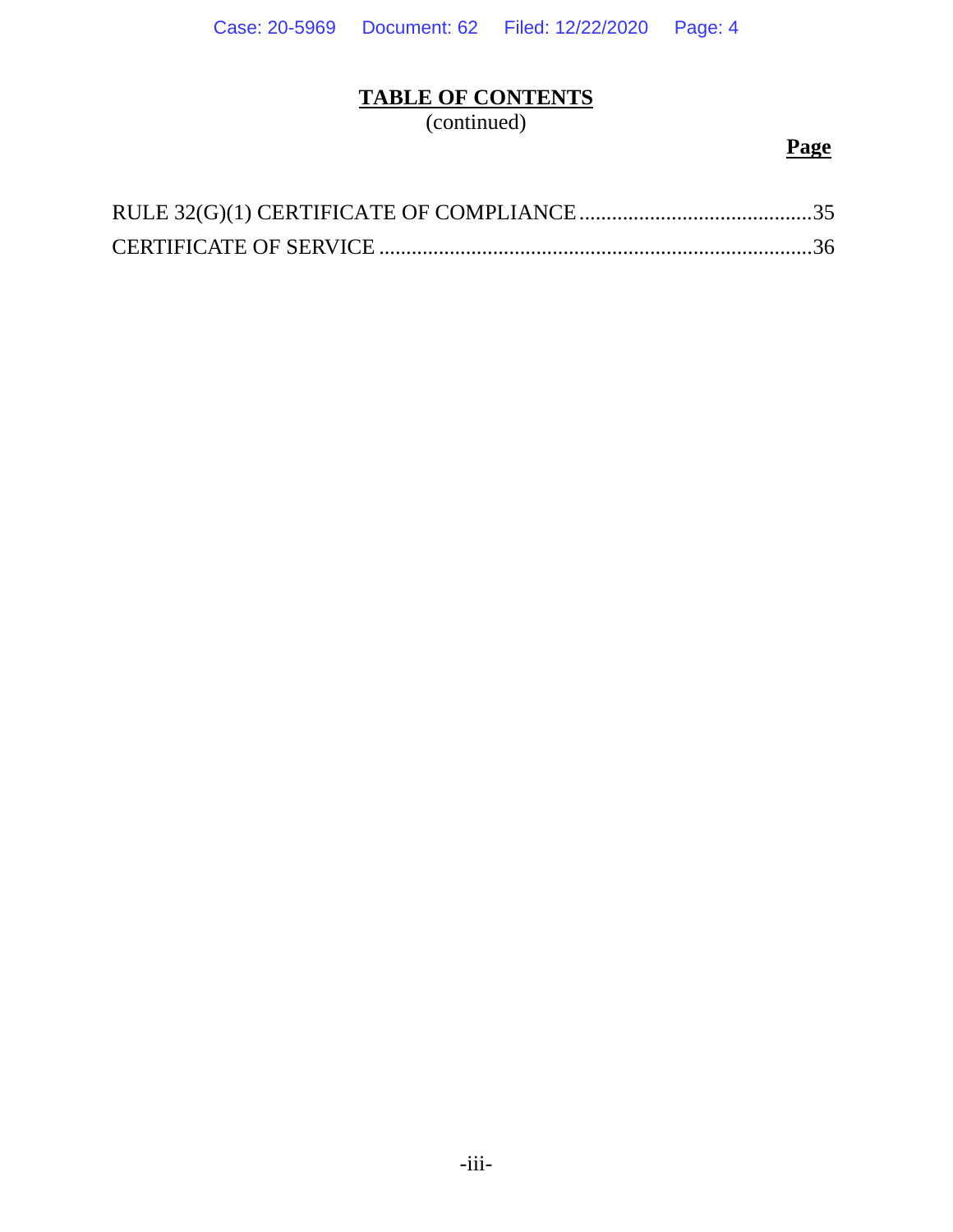# TABLE OF CONTENTS
(continued)

| | Page |
|---|---|
| RULE 32(G)(1) CERTIFICATE OF COMPLIANCE | 35 |
| CERTIFICATE OF SERVICE | 36 |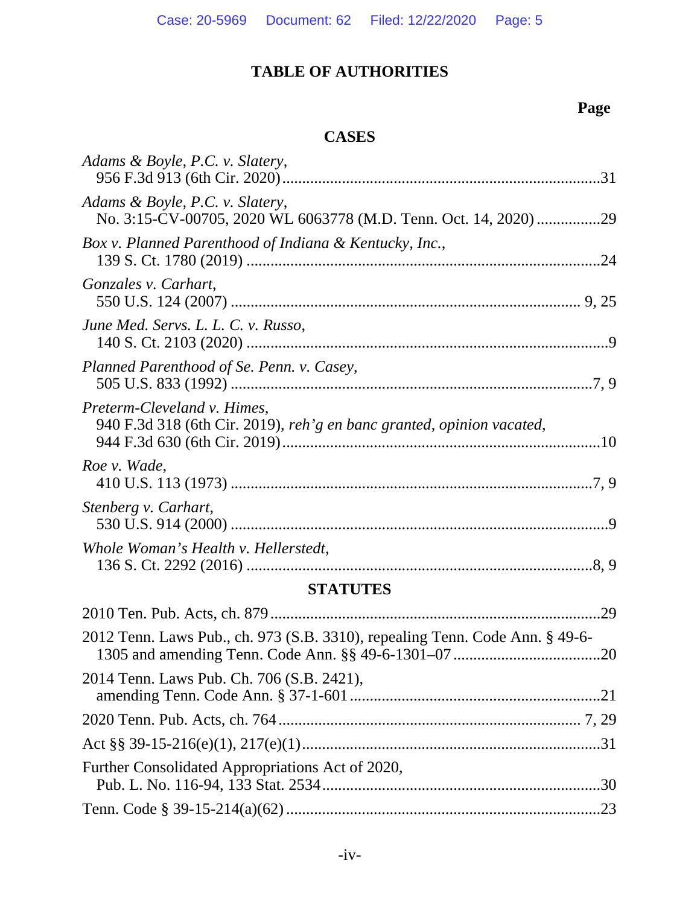# TABLE OF AUTHORITIES

**Page**

## CASES

*Adams & Boyle, P.C. v. Slatery*, 956 F.3d 913 (6th Cir. 2020) ............ 31

*Adams & Boyle, P.C. v. Slatery*, No. 3:15-CV-00705, 2020 WL 6063778 (M.D. Tenn. Oct. 14, 2020) ............ 29

*Box v. Planned Parenthood of Indiana & Kentucky, Inc.*, 139 S. Ct. 1780 (2019) ............ 24

*Gonzales v. Carhart*, 550 U.S. 124 (2007) ............ 9, 25

*June Med. Servs. L. L. C. v. Russo*, 140 S. Ct. 2103 (2020) ............ 9

*Planned Parenthood of Se. Penn. v. Casey*, 505 U.S. 833 (1992) ............ 7, 9

*Preterm-Cleveland v. Himes*, 940 F.3d 318 (6th Cir. 2019), *reh'g en banc granted*, *opinion vacated*, 944 F.3d 630 (6th Cir. 2019) ............ 10

*Roe v. Wade*, 410 U.S. 113 (1973) ............ 7, 9

*Stenberg v. Carhart*, 530 U.S. 914 (2000) ............ 9

*Whole Woman's Health v. Hellerstedt*, 136 S. Ct. 2292 (2016) ............ 8, 9

## STATUTES

2010 Ten. Pub. Acts, ch. 879 ............ 29

2012 Tenn. Laws Pub., ch. 973 (S.B. 3310), repealing Tenn. Code Ann. § 49-6-1305 and amending Tenn. Code Ann. §§ 49-6-1301–07 ............ 20

2014 Tenn. Laws Pub. Ch. 706 (S.B. 2421), amending Tenn. Code Ann. § 37-1-601 ............ 21

2020 Tenn. Pub. Acts, ch. 764 ............ 7, 29

Act §§ 39-15-216(e)(1), 217(e)(1) ............ 31

Further Consolidated Appropriations Act of 2020, Pub. L. No. 116-94, 133 Stat. 2534 ............ 30

Tenn. Code § 39-15-214(a)(62) ............ 23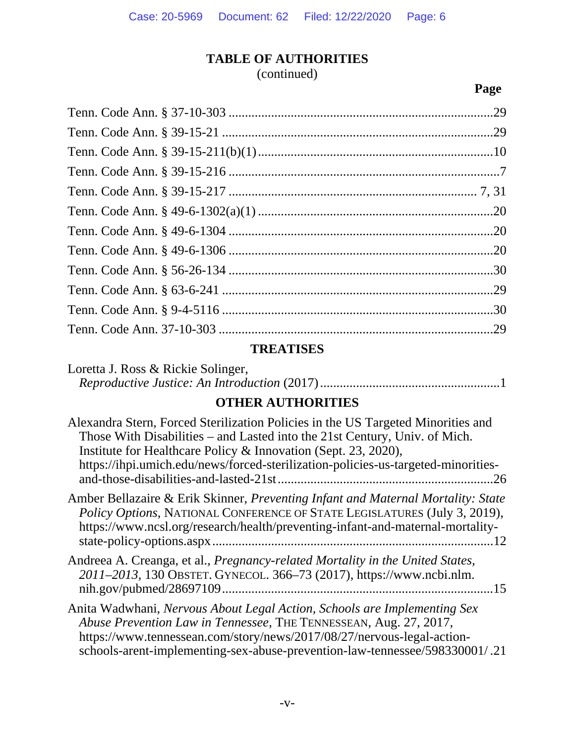## TABLE OF AUTHORITIES
(continued)

**Page**

Tenn. Code Ann. § 37-10-303 ....................................................................................29

Tenn. Code Ann. § 39-15-21 ......................................................................................29

Tenn. Code Ann. § 39-15-211(b)(1) ..........................................................................10

Tenn. Code Ann. § 39-15-216 ......................................................................................7

Tenn. Code Ann. § 39-15-217 ................................................................................ 7, 31

Tenn. Code Ann. § 49-6-1302(a)(1) ..........................................................................20

Tenn. Code Ann. § 49-6-1304 ....................................................................................20

Tenn. Code Ann. § 49-6-1306 ....................................................................................20

Tenn. Code Ann. § 56-26-134 ....................................................................................30

Tenn. Code Ann. § 63-6-241 ......................................................................................29

Tenn. Code Ann. § 9-4-5116 ......................................................................................30

Tenn. Code Ann. 37-10-303 .......................................................................................29

### TREATISES

Loretta J. Ross & Rickie Solinger, *Reproductive Justice: An Introduction* (2017) ......................................................1

### OTHER AUTHORITIES

Alexandra Stern, Forced Sterilization Policies in the US Targeted Minorities and Those With Disabilities – and Lasted into the 21st Century, Univ. of Mich. Institute for Healthcare Policy & Innovation (Sept. 23, 2020), https://ihpi.umich.edu/news/forced-sterilization-policies-us-targeted-minorities-and-those-disabilities-and-lasted-21st ................................................................26

Amber Bellazaire & Erik Skinner, *Preventing Infant and Maternal Mortality: State Policy Options*, NATIONAL CONFERENCE OF STATE LEGISLATURES (July 3, 2019), https://www.ncsl.org/research/health/preventing-infant-and-maternal-mortality-state-policy-options.aspx ..........................................................................................12

Andreea A. Creanga, et al., *Pregnancy-related Mortality in the United States, 2011–2013*, 130 OBSTET. GYNECOL. 366–73 (2017), https://www.ncbi.nlm.nih.gov/pubmed/28697109 .........................................................................................15

Anita Wadwhani, *Nervous About Legal Action, Schools are Implementing Sex Abuse Prevention Law in Tennessee*, THE TENNESSEAN, Aug. 27, 2017, https://www.tennessean.com/story/news/2017/08/27/nervous-legal-action-schools-arent-implementing-sex-abuse-prevention-law-tennessee/598330001/ .21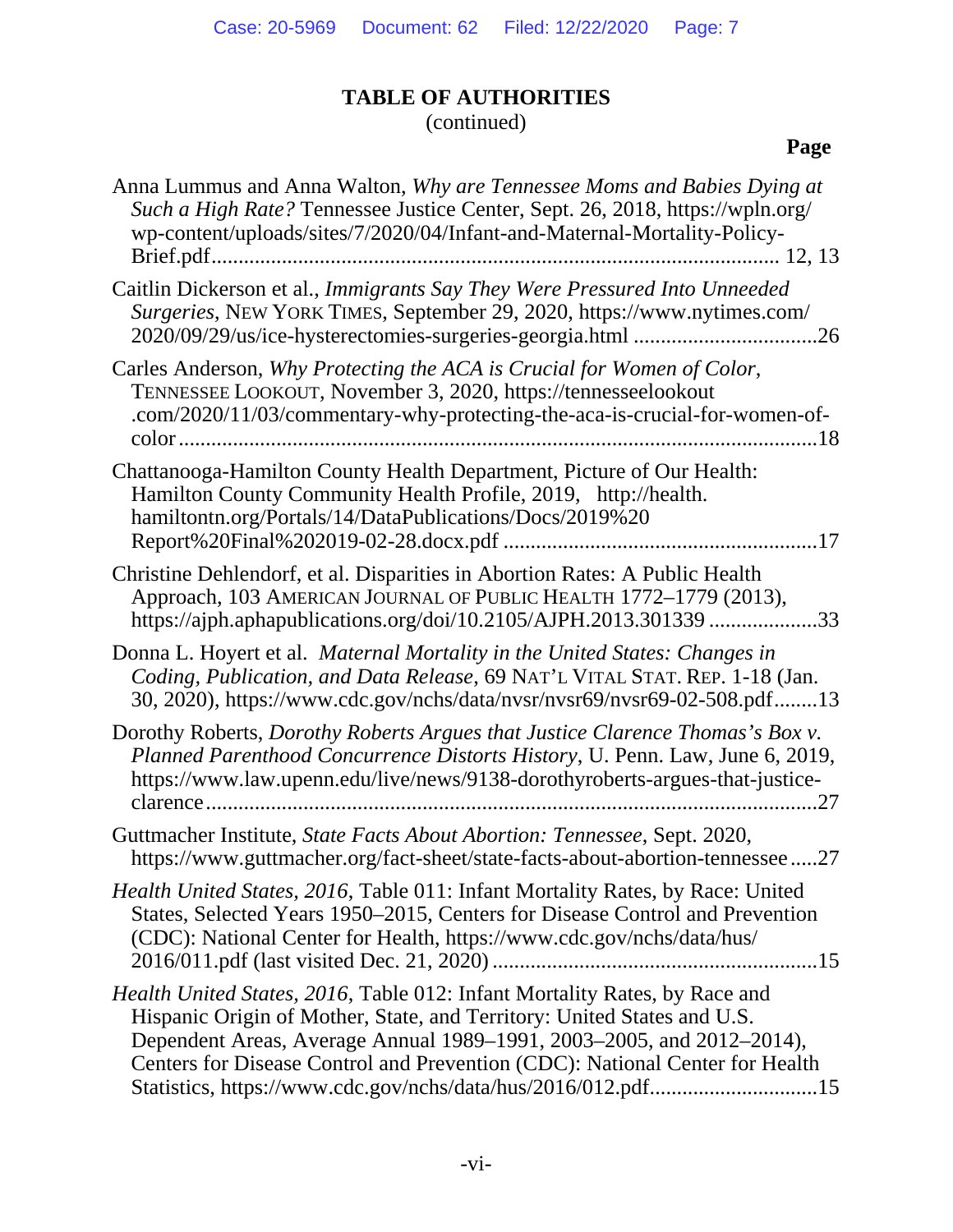## TABLE OF AUTHORITIES
(continued)

**Page**

Anna Lummus and Anna Walton, *Why are Tennessee Moms and Babies Dying at Such a High Rate?* Tennessee Justice Center, Sept. 26, 2018, https://wpln.org/wp-content/uploads/sites/7/2020/04/Infant-and-Maternal-Mortality-Policy-Brief.pdf........................................................................................................ 12, 13

Caitlin Dickerson et al., *Immigrants Say They Were Pressured Into Unneeded Surgeries*, NEW YORK TIMES, September 29, 2020, https://www.nytimes.com/2020/09/29/us/ice-hysterectomies-surgeries-georgia.html ..................................26

Carles Anderson, *Why Protecting the ACA is Crucial for Women of Color*, TENNESSEE LOOKOUT, November 3, 2020, https://tennesseelookout.com/2020/11/03/commentary-why-protecting-the-aca-is-crucial-for-women-of-color.......................................................................................................................18

Chattanooga-Hamilton County Health Department, Picture of Our Health: Hamilton County Community Health Profile, 2019, http://health.hamiltontn.org/Portals/14/DataPublications/Docs/2019%20Report%20Final%202019-02-28.docx.pdf ..........................................................17

Christine Dehlendorf, et al. Disparities in Abortion Rates: A Public Health Approach, 103 AMERICAN JOURNAL OF PUBLIC HEALTH 1772–1779 (2013), https://ajph.aphapublications.org/doi/10.2105/AJPH.2013.301339 ....................33

Donna L. Hoyert et al. *Maternal Mortality in the United States: Changes in Coding, Publication, and Data Release*, 69 NAT'L VITAL STAT. REP. 1-18 (Jan. 30, 2020), https://www.cdc.gov/nchs/data/nvsr/nvsr69/nvsr69-02-508.pdf........13

Dorothy Roberts, *Dorothy Roberts Argues that Justice Clarence Thomas's Box v. Planned Parenthood Concurrence Distorts History*, U. Penn. Law, June 6, 2019, https://www.law.upenn.edu/live/news/9138-dorothyroberts-argues-that-justice-clarence.....................................................................................................................27

Guttmacher Institute, *State Facts About Abortion: Tennessee*, Sept. 2020, https://www.guttmacher.org/fact-sheet/state-facts-about-abortion-tennessee.....27

*Health United States, 2016*, Table 011: Infant Mortality Rates, by Race: United States, Selected Years 1950–2015, Centers for Disease Control and Prevention (CDC): National Center for Health, https://www.cdc.gov/nchs/data/hus/2016/011.pdf (last visited Dec. 21, 2020) ............................................................15

*Health United States, 2016*, Table 012: Infant Mortality Rates, by Race and Hispanic Origin of Mother, State, and Territory: United States and U.S. Dependent Areas, Average Annual 1989–1991, 2003–2005, and 2012–2014), Centers for Disease Control and Prevention (CDC): National Center for Health Statistics, https://www.cdc.gov/nchs/data/hus/2016/012.pdf...............................15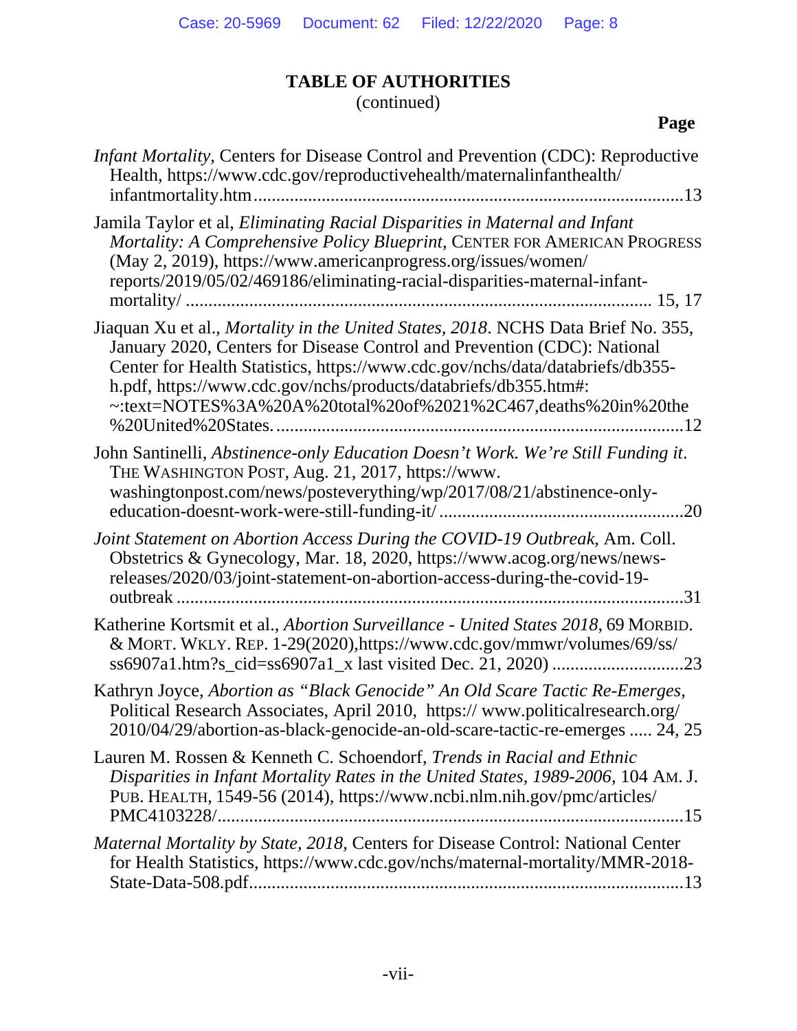# TABLE OF AUTHORITIES

(continued)

**Page**

*Infant Mortality*, Centers for Disease Control and Prevention (CDC): Reproductive Health, https://www.cdc.gov/reproductivehealth/maternalinfanthealth/infantmortality.htm ........................................................................................13

Jamila Taylor et al, *Eliminating Racial Disparities in Maternal and Infant Mortality: A Comprehensive Policy Blueprint*, CENTER FOR AMERICAN PROGRESS (May 2, 2019), https://www.americanprogress.org/issues/women/reports/2019/05/02/469186/eliminating-racial-disparities-maternal-infant-mortality/ ........................................................................................ 15, 17

Jiaquan Xu et al., *Mortality in the United States, 2018*. NCHS Data Brief No. 355, January 2020, Centers for Disease Control and Prevention (CDC): National Center for Health Statistics, https://www.cdc.gov/nchs/data/databriefs/db355-h.pdf, https://www.cdc.gov/nchs/products/databriefs/db355.htm#:~:text=NOTES%3A%20A%20total%20of%2021%2C467,deaths%20in%20the%20United%20States. ........................................................................................12

John Santinelli, *Abstinence-only Education Doesn't Work. We're Still Funding it*. THE WASHINGTON POST, Aug. 21, 2017, https://www.washingtonpost.com/news/posteverything/wp/2017/08/21/abstinence-only-education-doesnt-work-were-still-funding-it/ ..................................................20

*Joint Statement on Abortion Access During the COVID-19 Outbreak*, Am. Coll. Obstetrics & Gynecology, Mar. 18, 2020, https://www.acog.org/news/news-releases/2020/03/joint-statement-on-abortion-access-during-the-covid-19-outbreak ........................................................................................31

Katherine Kortsmit et al., *Abortion Surveillance - United States 2018*, 69 MORBID. & MORT. WKLY. REP. 1-29(2020),https://www.cdc.gov/mmwr/volumes/69/ss/ss6907a1.htm?s_cid=ss6907a1_x last visited Dec. 21, 2020) ............................23

Kathryn Joyce, *Abortion as "Black Genocide" An Old Scare Tactic Re-Emerges*, Political Research Associates, April 2010, https:// www.politicalresearch.org/2010/04/29/abortion-as-black-genocide-an-old-scare-tactic-re-emerges ..... 24, 25

Lauren M. Rossen & Kenneth C. Schoendorf, *Trends in Racial and Ethnic Disparities in Infant Mortality Rates in the United States, 1989-2006*, 104 AM. J. PUB. HEALTH, 1549-56 (2014), https://www.ncbi.nlm.nih.gov/pmc/articles/PMC4103228/........................................................................................15

*Maternal Mortality by State, 2018*, Centers for Disease Control: National Center for Health Statistics, https://www.cdc.gov/nchs/maternal-mortality/MMR-2018-State-Data-508.pdf........................................................................................13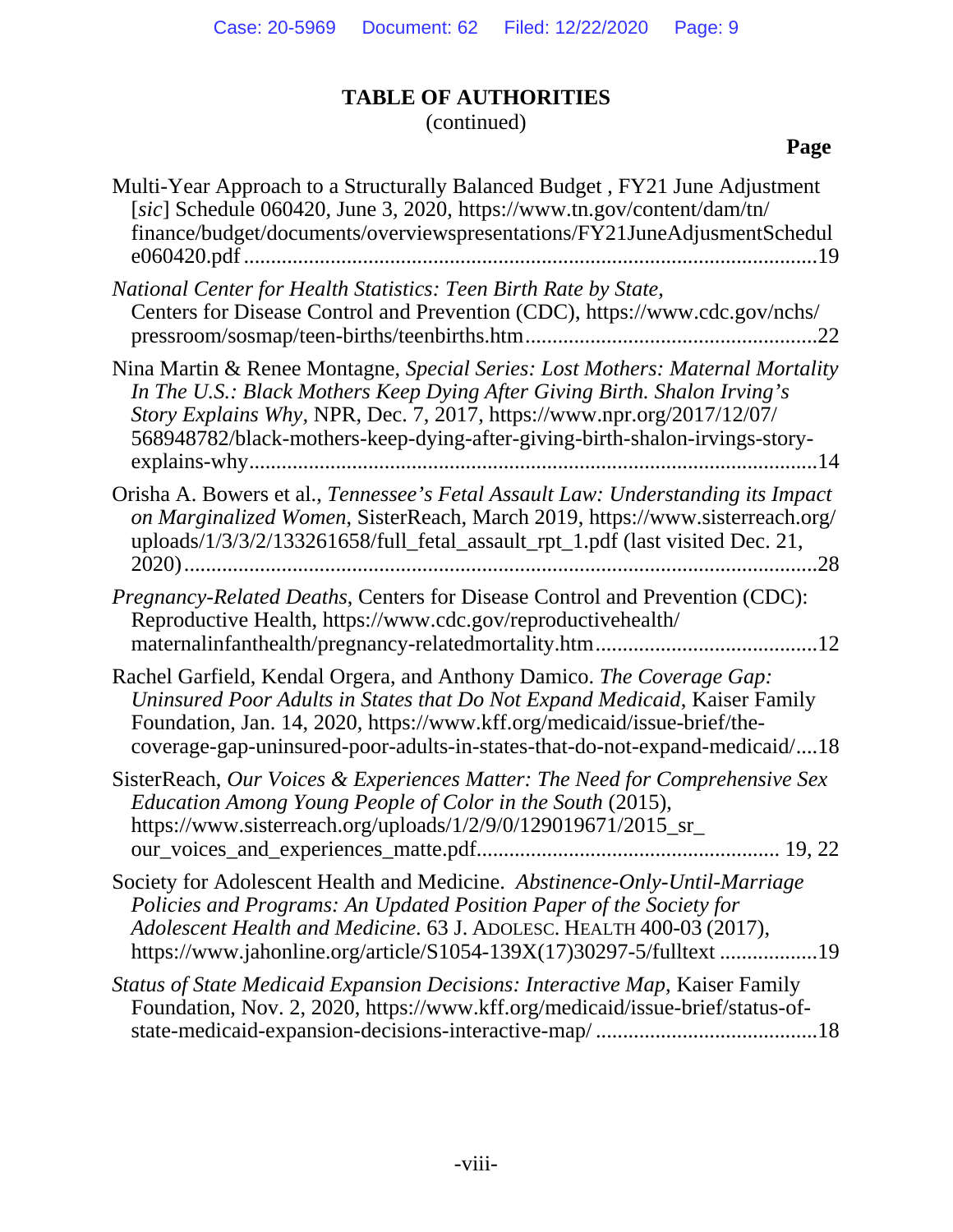# TABLE OF AUTHORITIES
(continued)

**Page**

Multi-Year Approach to a Structurally Balanced Budget , FY21 June Adjustment [*sic*] Schedule 060420, June 3, 2020, https://www.tn.gov/content/dam/tn/finance/budget/documents/overviewspresentations/FY21JuneAdjusmentSchedule060420.pdf ........................................................................................................19

*National Center for Health Statistics: Teen Birth Rate by State*, Centers for Disease Control and Prevention (CDC), https://www.cdc.gov/nchs/pressroom/sosmap/teen-births/teenbirths.htm.....................................................22

Nina Martin & Renee Montagne, *Special Series: Lost Mothers: Maternal Mortality In The U.S.: Black Mothers Keep Dying After Giving Birth. Shalon Irving's Story Explains Why*, NPR, Dec. 7, 2017, https://www.npr.org/2017/12/07/568948782/black-mothers-keep-dying-after-giving-birth-shalon-irvings-story-explains-why........................................................................................................14

Orisha A. Bowers et al., *Tennessee's Fetal Assault Law: Understanding its Impact on Marginalized Women*, SisterReach, March 2019, https://www.sisterreach.org/uploads/1/3/3/2/133261658/full_fetal_assault_rpt_1.pdf (last visited Dec. 21, 2020)....................................................................................................................28

*Pregnancy-Related Deaths*, Centers for Disease Control and Prevention (CDC): Reproductive Health, https://www.cdc.gov/reproductivehealth/maternalinfanthealth/pregnancy-relatedmortality.htm.........................................12

Rachel Garfield, Kendal Orgera, and Anthony Damico. *The Coverage Gap: Uninsured Poor Adults in States that Do Not Expand Medicaid*, Kaiser Family Foundation, Jan. 14, 2020, https://www.kff.org/medicaid/issue-brief/the-coverage-gap-uninsured-poor-adults-in-states-that-do-not-expand-medicaid/....18

SisterReach, *Our Voices & Experiences Matter: The Need for Comprehensive Sex Education Among Young People of Color in the South* (2015), https://www.sisterreach.org/uploads/1/2/9/0/129019671/2015_sr_our_voices_and_experiences_matte.pdf...................................................... 19, 22

Society for Adolescent Health and Medicine. *Abstinence-Only-Until-Marriage Policies and Programs: An Updated Position Paper of the Society for Adolescent Health and Medicine*. 63 J. ADOLESC. HEALTH 400-03 (2017), https://www.jahonline.org/article/S1054-139X(17)30297-5/fulltext ..................19

*Status of State Medicaid Expansion Decisions: Interactive Map*, Kaiser Family Foundation, Nov. 2, 2020, https://www.kff.org/medicaid/issue-brief/status-of-state-medicaid-expansion-decisions-interactive-map/ .........................................18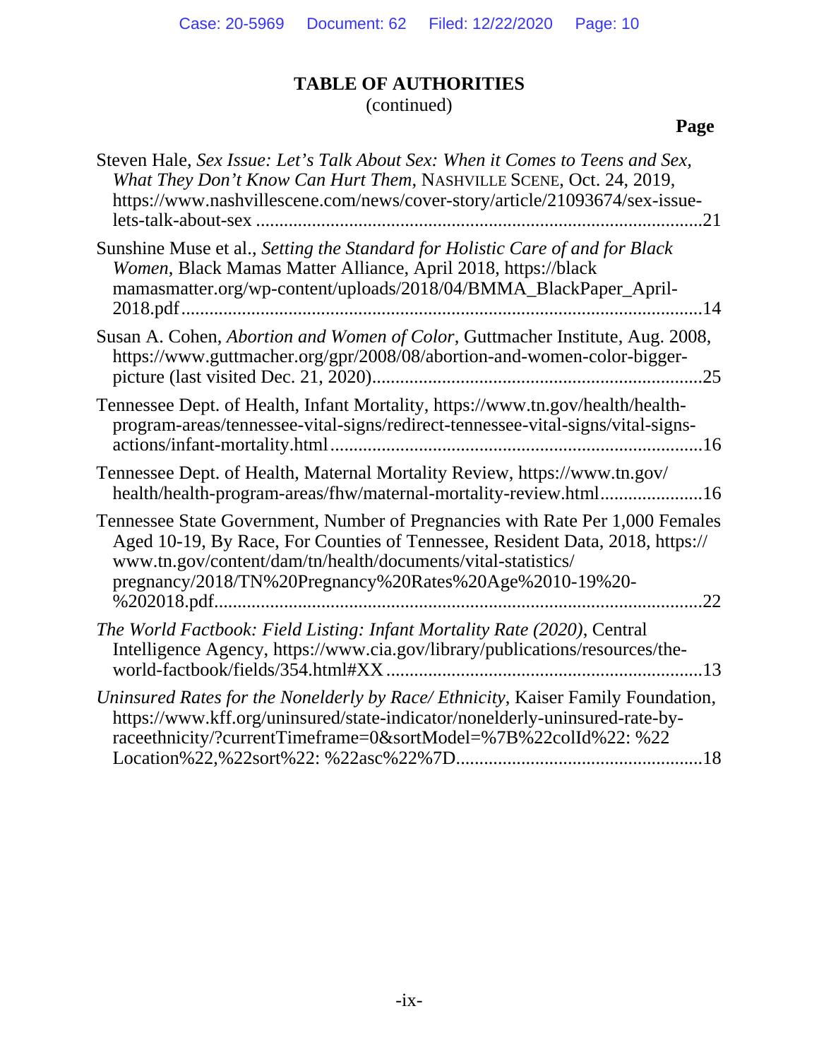## TABLE OF AUTHORITIES
(continued)

**Page**

Steven Hale, *Sex Issue: Let's Talk About Sex: When it Comes to Teens and Sex, What They Don't Know Can Hurt Them*, NASHVILLE SCENE, Oct. 24, 2019, https://www.nashvillescene.com/news/cover-story/article/21093674/sex-issue-lets-talk-about-sex ....................................................................................21

Sunshine Muse et al., *Setting the Standard for Holistic Care of and for Black Women*, Black Mamas Matter Alliance, April 2018, https://blackmamasmatter.org/wp-content/uploads/2018/04/BMMA_BlackPaper_April-2018.pdf....................................................................................................14

Susan A. Cohen, *Abortion and Women of Color*, Guttmacher Institute, Aug. 2008, https://www.guttmacher.org/gpr/2008/08/abortion-and-women-color-bigger-picture (last visited Dec. 21, 2020)......................................................................25

Tennessee Dept. of Health, Infant Mortality, https://www.tn.gov/health/health-program-areas/tennessee-vital-signs/redirect-tennessee-vital-signs/vital-signs-actions/infant-mortality.html...............................................................................16

Tennessee Dept. of Health, Maternal Mortality Review, https://www.tn.gov/health/health-program-areas/fhw/maternal-mortality-review.html......................16

Tennessee State Government, Number of Pregnancies with Rate Per 1,000 Females Aged 10-19, By Race, For Counties of Tennessee, Resident Data, 2018, https://www.tn.gov/content/dam/tn/health/documents/vital-statistics/pregnancy/2018/TN%20Pregnancy%20Rates%20Age%2010-19%20-%202018.pdf.........................................................................................................22

*The World Factbook: Field Listing: Infant Mortality Rate (2020)*, Central Intelligence Agency, https://www.cia.gov/library/publications/resources/the-world-factbook/fields/354.html#XX....................................................................13

*Uninsured Rates for the Nonelderly by Race/ Ethnicity*, Kaiser Family Foundation, https://www.kff.org/uninsured/state-indicator/nonelderly-uninsured-rate-by-raceethnicity/?currentTimeframe=0&sortModel=%7B%22colId%22: %22Location%22,%22sort%22: %22asc%22%7D....................................................18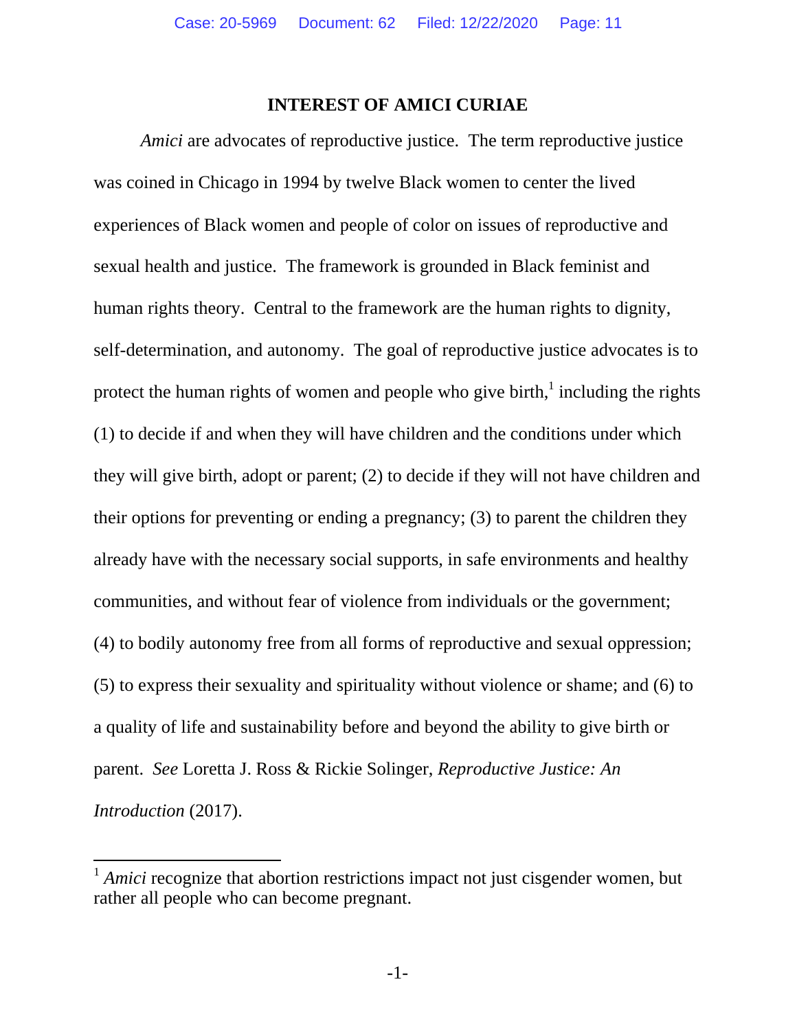## INTEREST OF AMICI CURIAE

*Amici* are advocates of reproductive justice. The term reproductive justice was coined in Chicago in 1994 by twelve Black women to center the lived experiences of Black women and people of color on issues of reproductive and sexual health and justice. The framework is grounded in Black feminist and human rights theory. Central to the framework are the human rights to dignity, self-determination, and autonomy. The goal of reproductive justice advocates is to protect the human rights of women and people who give birth,[1] including the rights (1) to decide if and when they will have children and the conditions under which they will give birth, adopt or parent; (2) to decide if they will not have children and their options for preventing or ending a pregnancy; (3) to parent the children they already have with the necessary social supports, in safe environments and healthy communities, and without fear of violence from individuals or the government; (4) to bodily autonomy free from all forms of reproductive and sexual oppression; (5) to express their sexuality and spirituality without violence or shame; and (6) to a quality of life and sustainability before and beyond the ability to give birth or parent. *See* Loretta J. Ross & Rickie Solinger, *Reproductive Justice: An Introduction* (2017).

---

[1] *Amici* recognize that abortion restrictions impact not just cisgender women, but rather all people who can become pregnant.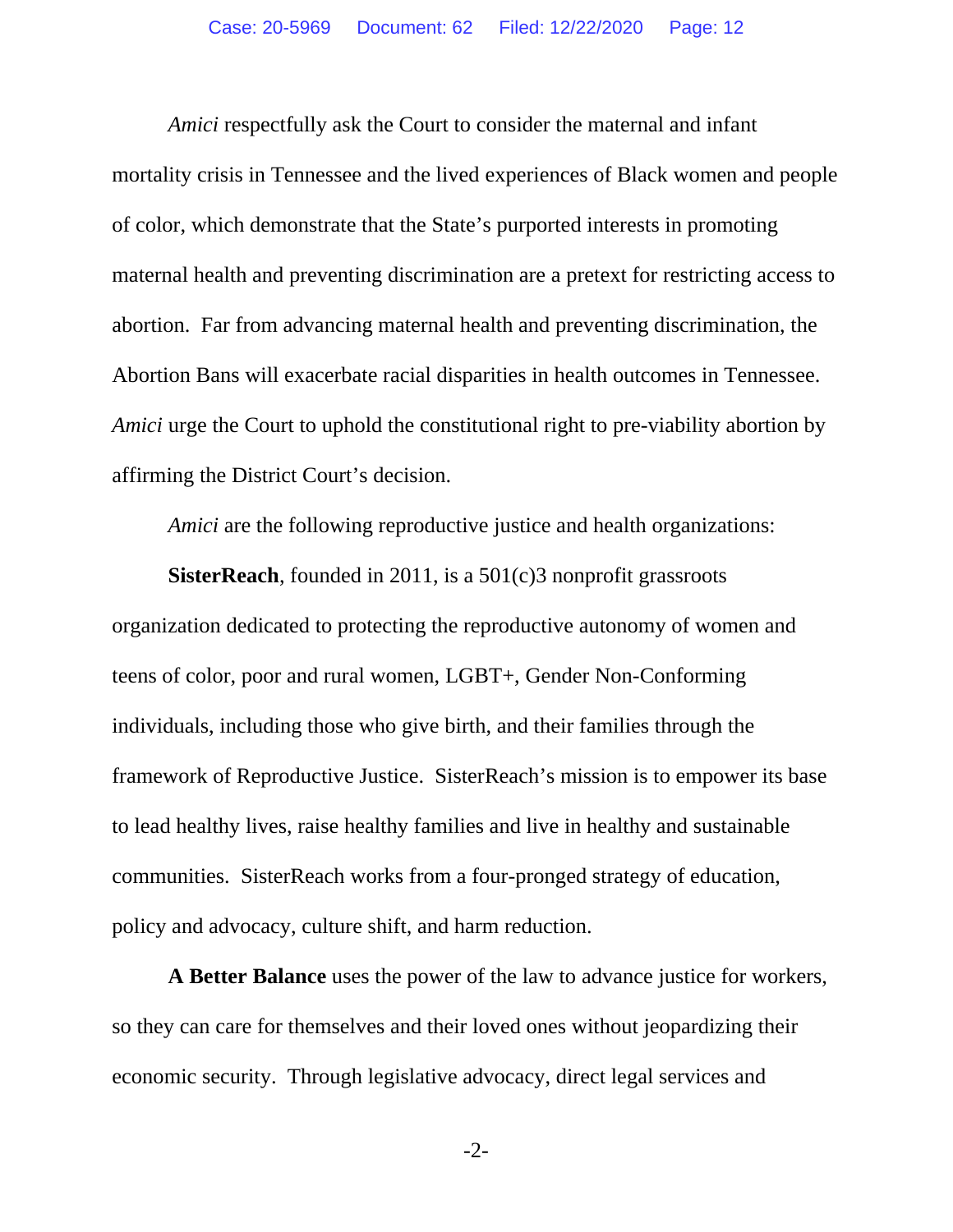*Amici* respectfully ask the Court to consider the maternal and infant mortality crisis in Tennessee and the lived experiences of Black women and people of color, which demonstrate that the State's purported interests in promoting maternal health and preventing discrimination are a pretext for restricting access to abortion. Far from advancing maternal health and preventing discrimination, the Abortion Bans will exacerbate racial disparities in health outcomes in Tennessee. *Amici* urge the Court to uphold the constitutional right to pre-viability abortion by affirming the District Court's decision.

*Amici* are the following reproductive justice and health organizations:

**SisterReach**, founded in 2011, is a 501(c)3 nonprofit grassroots organization dedicated to protecting the reproductive autonomy of women and teens of color, poor and rural women, LGBT+, Gender Non-Conforming individuals, including those who give birth, and their families through the framework of Reproductive Justice. SisterReach's mission is to empower its base to lead healthy lives, raise healthy families and live in healthy and sustainable communities. SisterReach works from a four-pronged strategy of education, policy and advocacy, culture shift, and harm reduction.

**A Better Balance** uses the power of the law to advance justice for workers, so they can care for themselves and their loved ones without jeopardizing their economic security. Through legislative advocacy, direct legal services and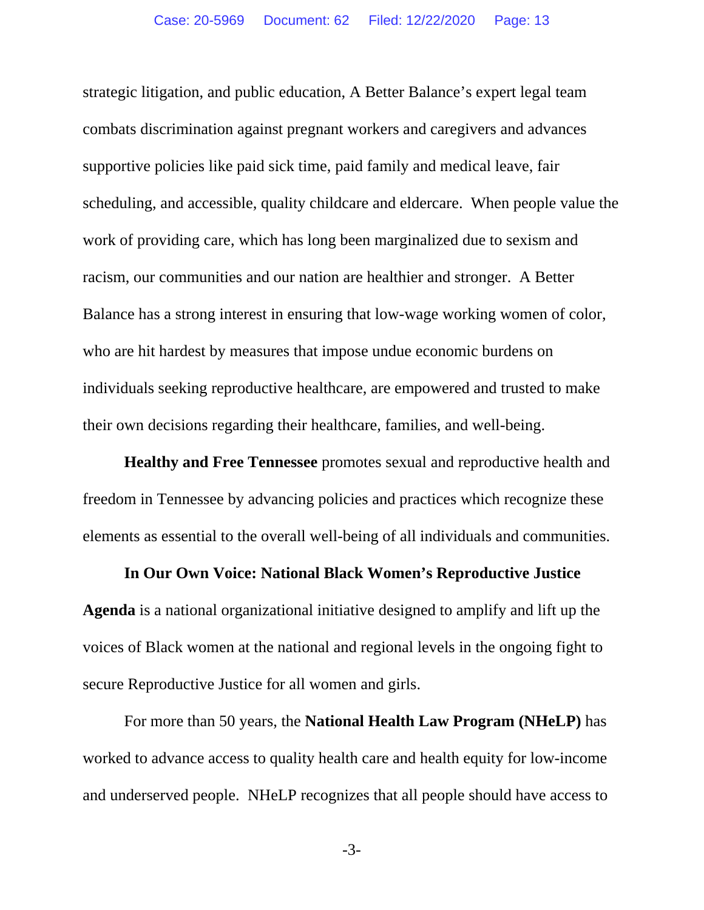strategic litigation, and public education, A Better Balance's expert legal team combats discrimination against pregnant workers and caregivers and advances supportive policies like paid sick time, paid family and medical leave, fair scheduling, and accessible, quality childcare and eldercare. When people value the work of providing care, which has long been marginalized due to sexism and racism, our communities and our nation are healthier and stronger. A Better Balance has a strong interest in ensuring that low-wage working women of color, who are hit hardest by measures that impose undue economic burdens on individuals seeking reproductive healthcare, are empowered and trusted to make their own decisions regarding their healthcare, families, and well-being.

**Healthy and Free Tennessee** promotes sexual and reproductive health and freedom in Tennessee by advancing policies and practices which recognize these elements as essential to the overall well-being of all individuals and communities.

**In Our Own Voice: National Black Women's Reproductive Justice Agenda** is a national organizational initiative designed to amplify and lift up the voices of Black women at the national and regional levels in the ongoing fight to secure Reproductive Justice for all women and girls.

For more than 50 years, the **National Health Law Program (NHeLP)** has worked to advance access to quality health care and health equity for low-income and underserved people. NHeLP recognizes that all people should have access to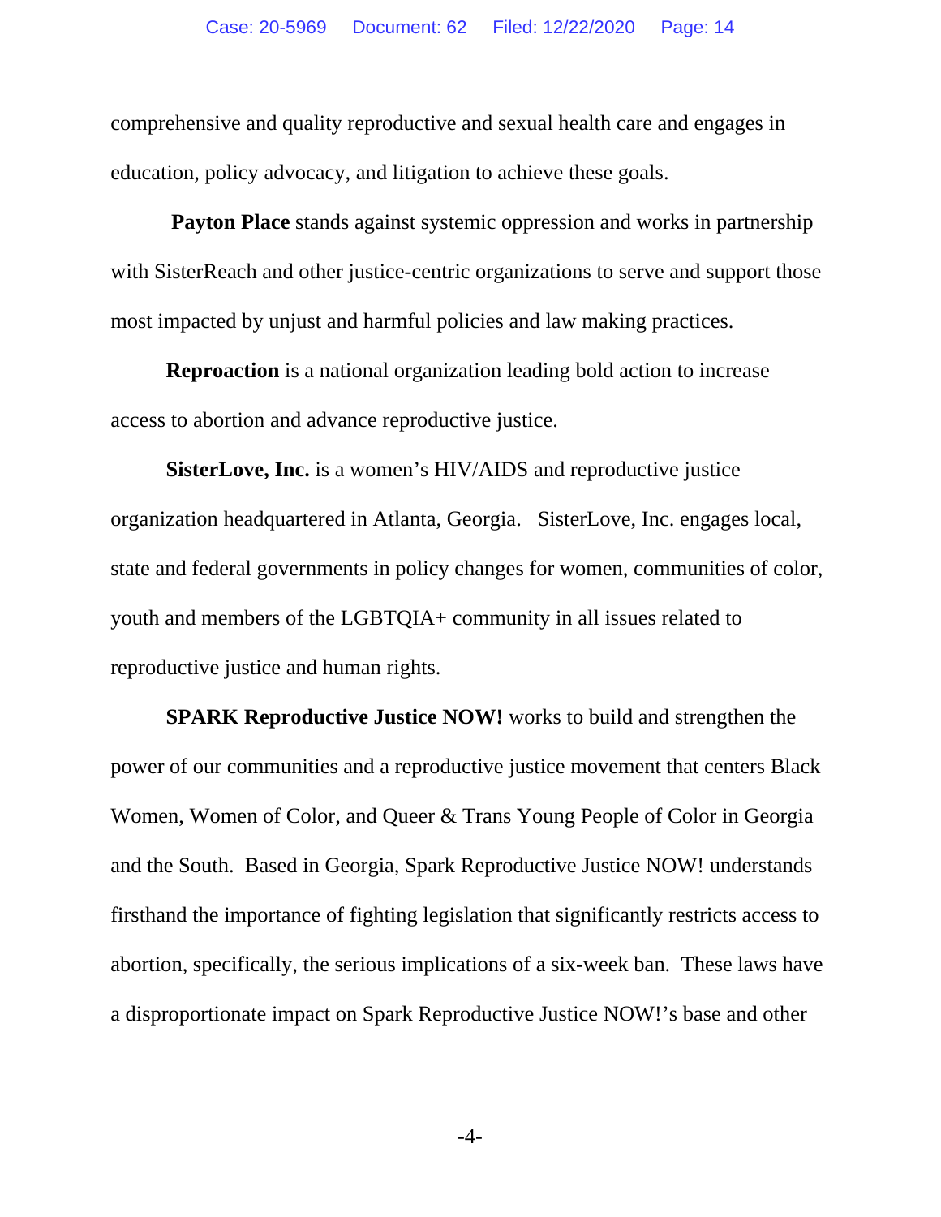comprehensive and quality reproductive and sexual health care and engages in education, policy advocacy, and litigation to achieve these goals.

**Payton Place** stands against systemic oppression and works in partnership with SisterReach and other justice-centric organizations to serve and support those most impacted by unjust and harmful policies and law making practices.

**Reproaction** is a national organization leading bold action to increase access to abortion and advance reproductive justice.

**SisterLove, Inc.** is a women's HIV/AIDS and reproductive justice organization headquartered in Atlanta, Georgia. SisterLove, Inc. engages local, state and federal governments in policy changes for women, communities of color, youth and members of the LGBTQIA+ community in all issues related to reproductive justice and human rights.

**SPARK Reproductive Justice NOW!** works to build and strengthen the power of our communities and a reproductive justice movement that centers Black Women, Women of Color, and Queer & Trans Young People of Color in Georgia and the South. Based in Georgia, Spark Reproductive Justice NOW! understands firsthand the importance of fighting legislation that significantly restricts access to abortion, specifically, the serious implications of a six-week ban. These laws have a disproportionate impact on Spark Reproductive Justice NOW!'s base and other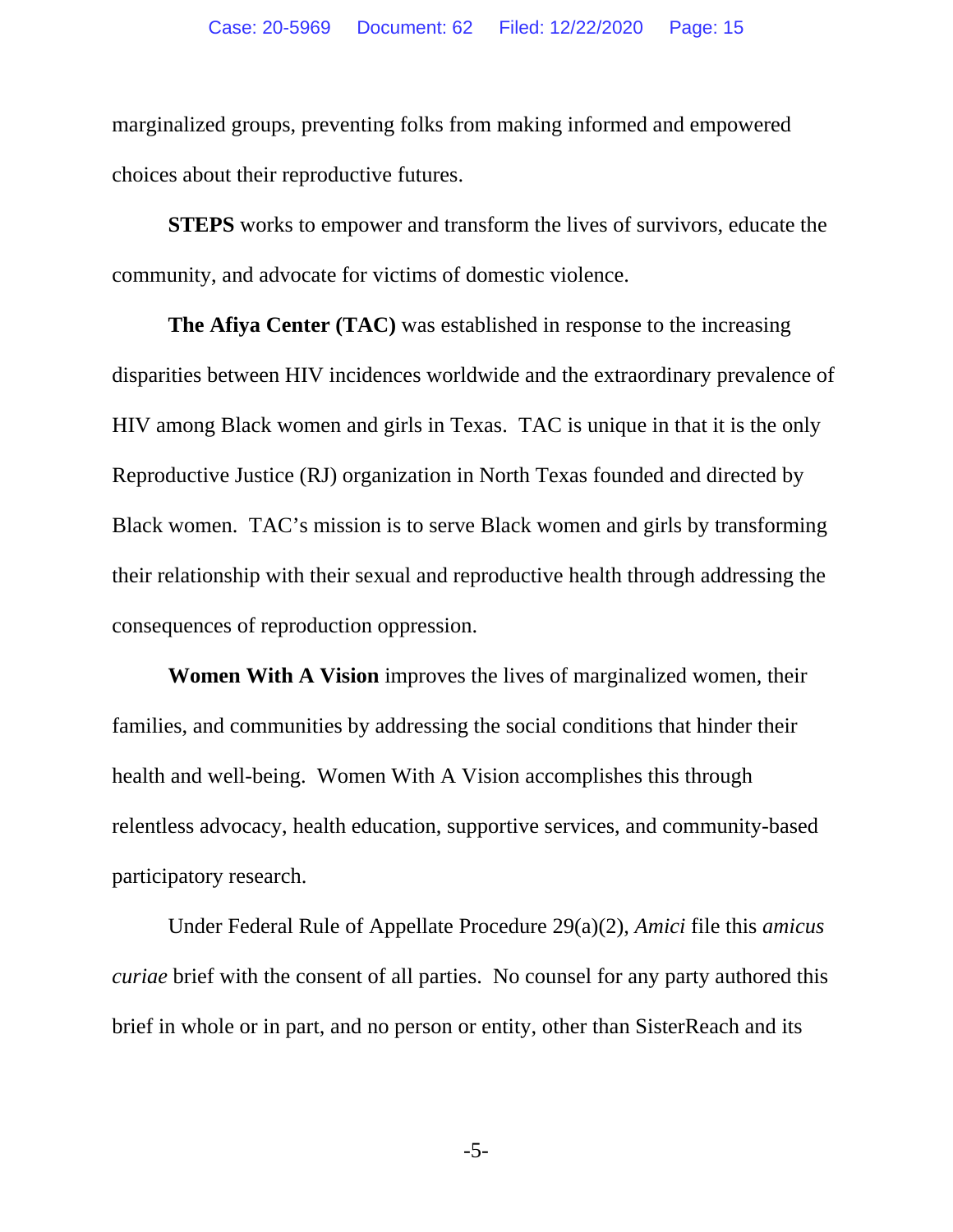marginalized groups, preventing folks from making informed and empowered choices about their reproductive futures.

**STEPS** works to empower and transform the lives of survivors, educate the community, and advocate for victims of domestic violence.

**The Afiya Center (TAC)** was established in response to the increasing disparities between HIV incidences worldwide and the extraordinary prevalence of HIV among Black women and girls in Texas. TAC is unique in that it is the only Reproductive Justice (RJ) organization in North Texas founded and directed by Black women. TAC's mission is to serve Black women and girls by transforming their relationship with their sexual and reproductive health through addressing the consequences of reproduction oppression.

**Women With A Vision** improves the lives of marginalized women, their families, and communities by addressing the social conditions that hinder their health and well-being. Women With A Vision accomplishes this through relentless advocacy, health education, supportive services, and community-based participatory research.

Under Federal Rule of Appellate Procedure 29(a)(2), *Amici* file this *amicus curiae* brief with the consent of all parties. No counsel for any party authored this brief in whole or in part, and no person or entity, other than SisterReach and its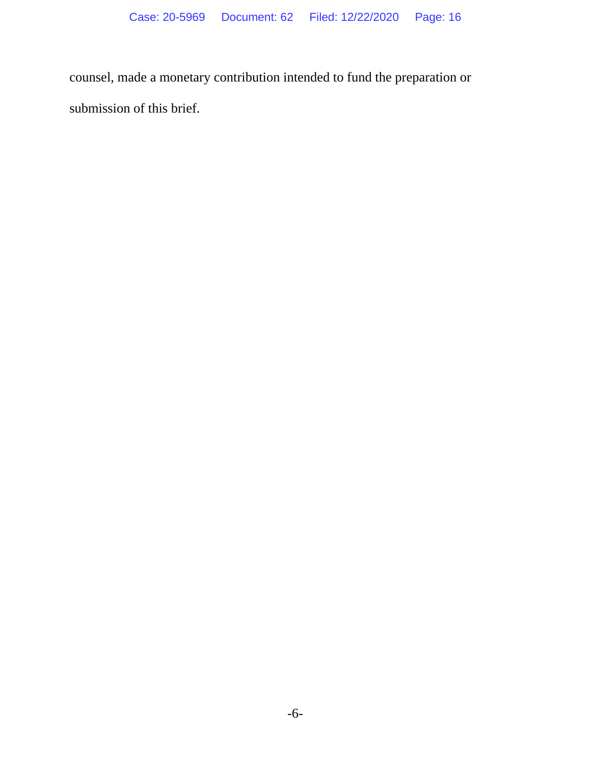counsel, made a monetary contribution intended to fund the preparation or submission of this brief.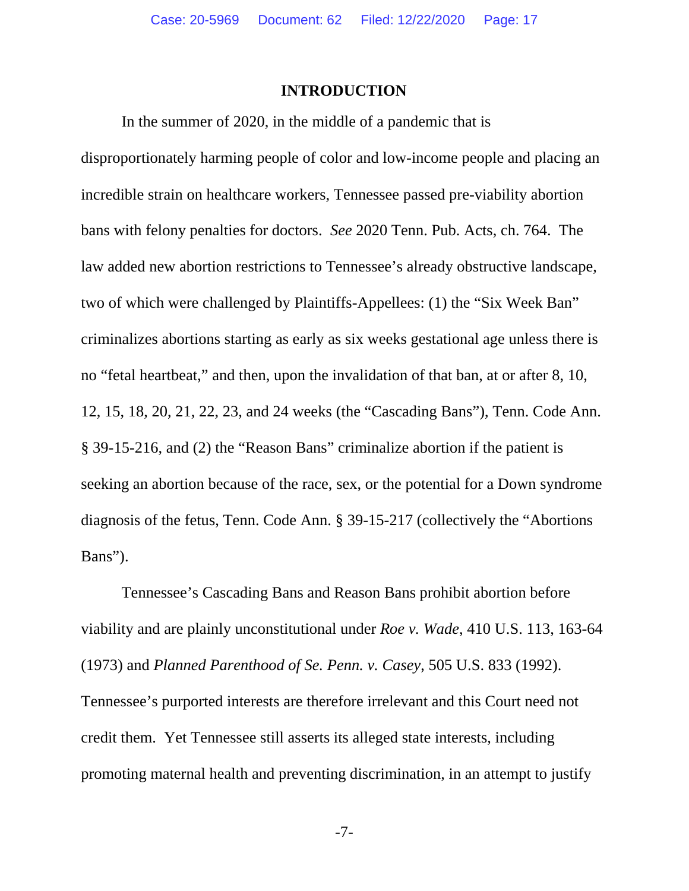## INTRODUCTION

In the summer of 2020, in the middle of a pandemic that is disproportionately harming people of color and low-income people and placing an incredible strain on healthcare workers, Tennessee passed pre-viability abortion bans with felony penalties for doctors. *See* 2020 Tenn. Pub. Acts, ch. 764. The law added new abortion restrictions to Tennessee's already obstructive landscape, two of which were challenged by Plaintiffs-Appellees: (1) the "Six Week Ban" criminalizes abortions starting as early as six weeks gestational age unless there is no "fetal heartbeat," and then, upon the invalidation of that ban, at or after 8, 10, 12, 15, 18, 20, 21, 22, 23, and 24 weeks (the "Cascading Bans"), Tenn. Code Ann. § 39-15-216, and (2) the "Reason Bans" criminalize abortion if the patient is seeking an abortion because of the race, sex, or the potential for a Down syndrome diagnosis of the fetus, Tenn. Code Ann. § 39-15-217 (collectively the "Abortions Bans").

Tennessee's Cascading Bans and Reason Bans prohibit abortion before viability and are plainly unconstitutional under *Roe v. Wade*, 410 U.S. 113, 163-64 (1973) and *Planned Parenthood of Se. Penn. v. Casey*, 505 U.S. 833 (1992). Tennessee's purported interests are therefore irrelevant and this Court need not credit them. Yet Tennessee still asserts its alleged state interests, including promoting maternal health and preventing discrimination, in an attempt to justify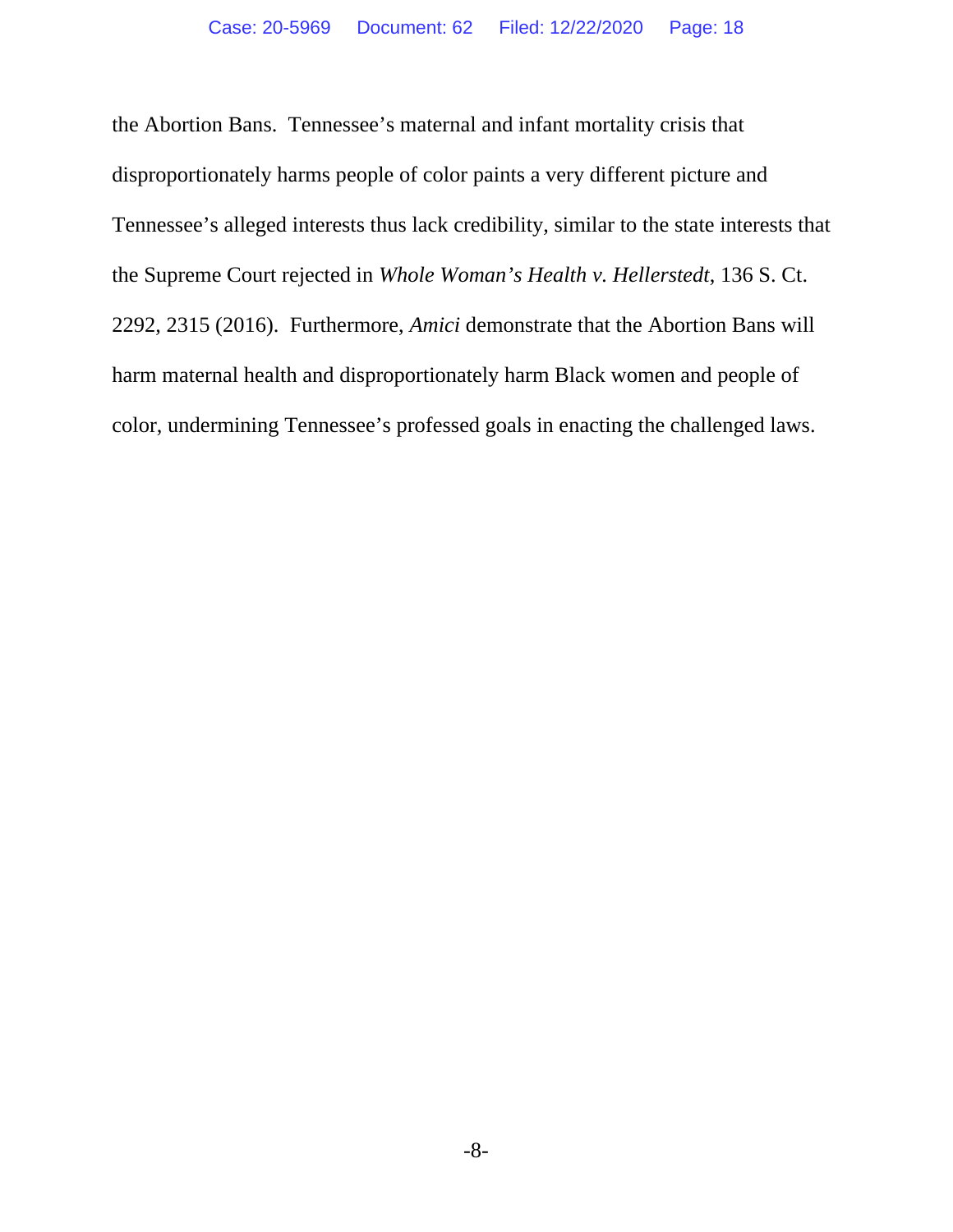the Abortion Bans. Tennessee's maternal and infant mortality crisis that disproportionately harms people of color paints a very different picture and Tennessee's alleged interests thus lack credibility, similar to the state interests that the Supreme Court rejected in *Whole Woman's Health v. Hellerstedt*, 136 S. Ct. 2292, 2315 (2016). Furthermore, *Amici* demonstrate that the Abortion Bans will harm maternal health and disproportionately harm Black women and people of color, undermining Tennessee's professed goals in enacting the challenged laws.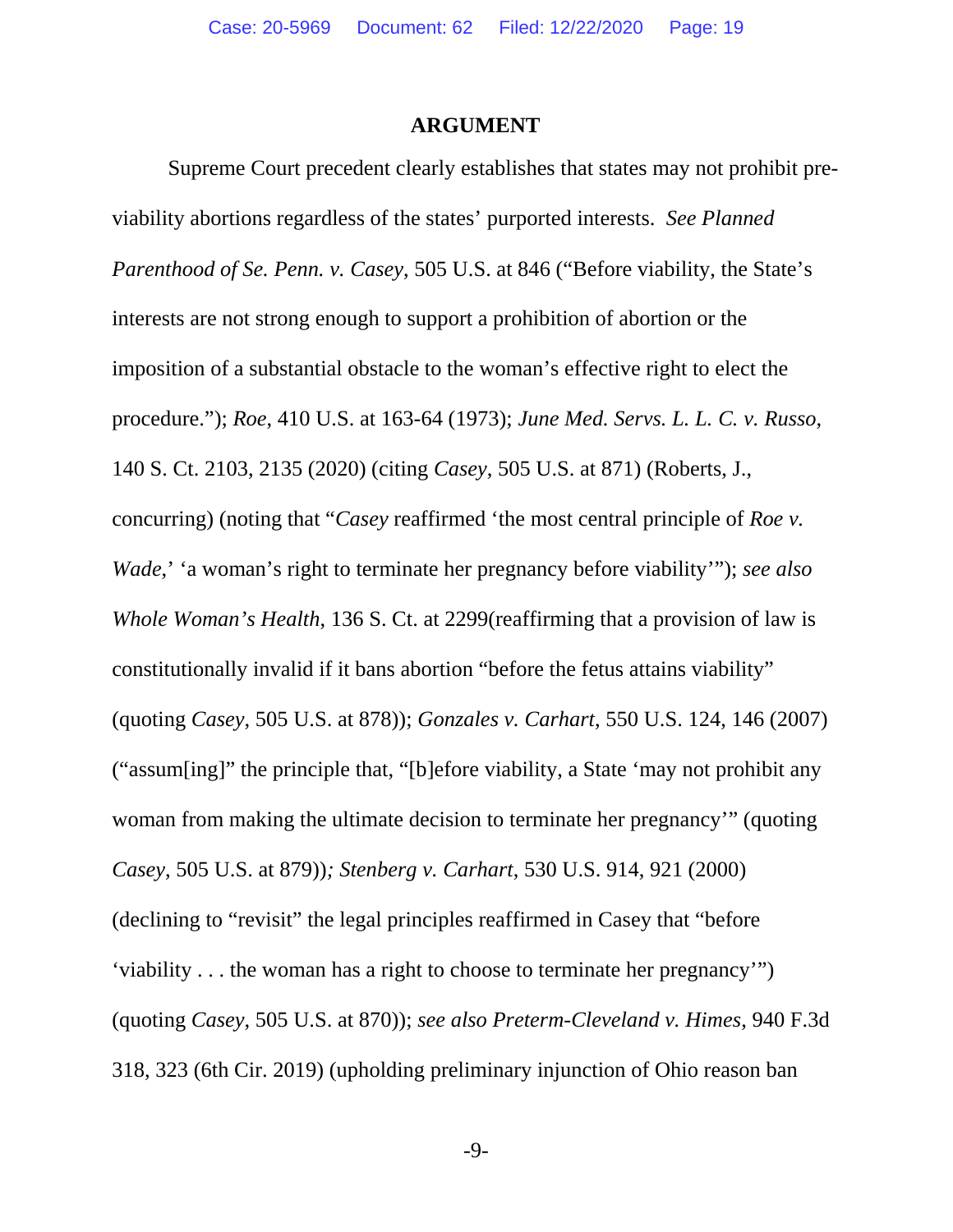**ARGUMENT**

Supreme Court precedent clearly establishes that states may not prohibit pre-viability abortions regardless of the states' purported interests. *See Planned Parenthood of Se. Penn. v. Casey*, 505 U.S. at 846 ("Before viability, the State's interests are not strong enough to support a prohibition of abortion or the imposition of a substantial obstacle to the woman's effective right to elect the procedure."); *Roe*, 410 U.S. at 163-64 (1973); *June Med. Servs. L. L. C. v. Russo*, 140 S. Ct. 2103, 2135 (2020) (citing *Casey*, 505 U.S. at 871) (Roberts, J., concurring) (noting that "*Casey* reaffirmed 'the most central principle of *Roe v. Wade*,' 'a woman's right to terminate her pregnancy before viability'"); *see also Whole Woman's Health*, 136 S. Ct. at 2299(reaffirming that a provision of law is constitutionally invalid if it bans abortion "before the fetus attains viability" (quoting *Casey*, 505 U.S. at 878)); *Gonzales v. Carhart*, 550 U.S. 124, 146 (2007) ("assum[ing]" the principle that, "[b]efore viability, a State 'may not prohibit any woman from making the ultimate decision to terminate her pregnancy'" (quoting *Casey*, 505 U.S. at 879))*; Stenberg v. Carhart*, 530 U.S. 914, 921 (2000) (declining to "revisit" the legal principles reaffirmed in Casey that "before 'viability . . . the woman has a right to choose to terminate her pregnancy'") (quoting *Casey*, 505 U.S. at 870)); *see also Preterm-Cleveland v. Himes*, 940 F.3d 318, 323 (6th Cir. 2019) (upholding preliminary injunction of Ohio reason ban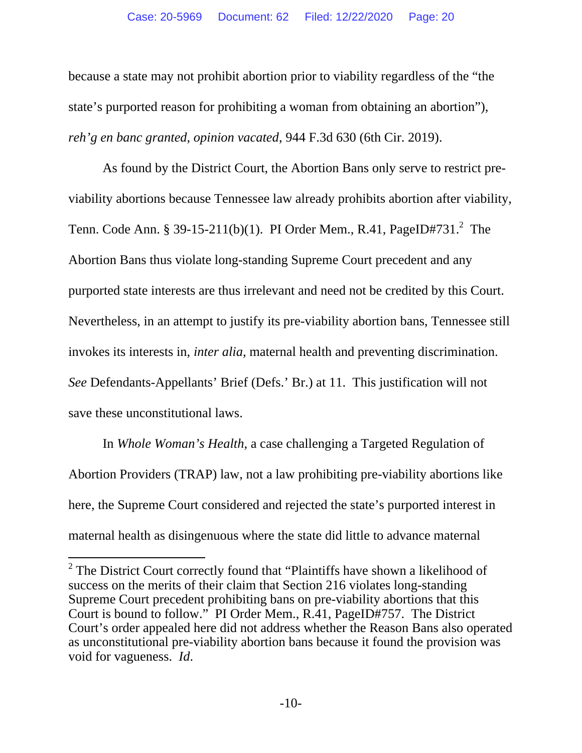because a state may not prohibit abortion prior to viability regardless of the "the state's purported reason for prohibiting a woman from obtaining an abortion"), *reh'g en banc granted, opinion vacated*, 944 F.3d 630 (6th Cir. 2019).

As found by the District Court, the Abortion Bans only serve to restrict pre-viability abortions because Tennessee law already prohibits abortion after viability, Tenn. Code Ann. § 39-15-211(b)(1). PI Order Mem., R.41, PageID#731.[2] The Abortion Bans thus violate long-standing Supreme Court precedent and any purported state interests are thus irrelevant and need not be credited by this Court. Nevertheless, in an attempt to justify its pre-viability abortion bans, Tennessee still invokes its interests in, *inter alia*, maternal health and preventing discrimination. *See* Defendants-Appellants' Brief (Defs.' Br.) at 11. This justification will not save these unconstitutional laws.

In *Whole Woman's Health*, a case challenging a Targeted Regulation of Abortion Providers (TRAP) law, not a law prohibiting pre-viability abortions like here, the Supreme Court considered and rejected the state's purported interest in maternal health as disingenuous where the state did little to advance maternal

---

[2] The District Court correctly found that "Plaintiffs have shown a likelihood of success on the merits of their claim that Section 216 violates long-standing Supreme Court precedent prohibiting bans on pre-viability abortions that this Court is bound to follow." PI Order Mem., R.41, PageID#757. The District Court's order appealed here did not address whether the Reason Bans also operated as unconstitutional pre-viability abortion bans because it found the provision was void for vagueness. *Id.*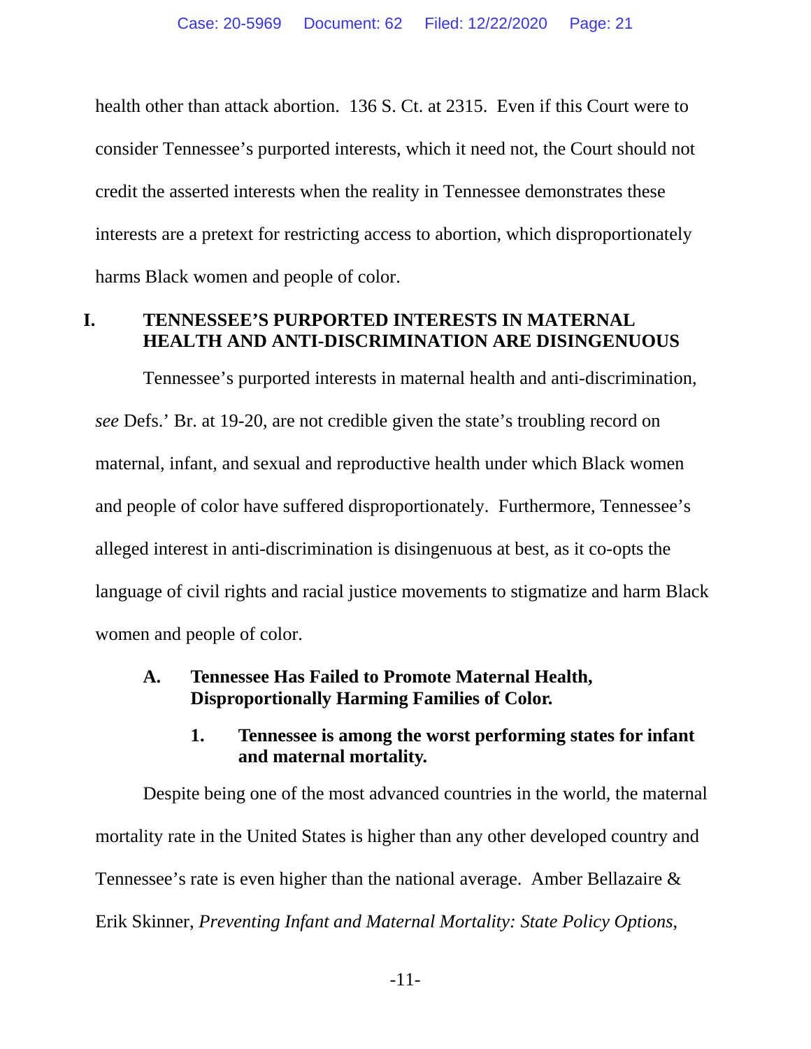health other than attack abortion. 136 S. Ct. at 2315. Even if this Court were to consider Tennessee's purported interests, which it need not, the Court should not credit the asserted interests when the reality in Tennessee demonstrates these interests are a pretext for restricting access to abortion, which disproportionately harms Black women and people of color.

## I. TENNESSEE'S PURPORTED INTERESTS IN MATERNAL HEALTH AND ANTI-DISCRIMINATION ARE DISINGENUOUS

Tennessee's purported interests in maternal health and anti-discrimination, *see* Defs.' Br. at 19-20, are not credible given the state's troubling record on maternal, infant, and sexual and reproductive health under which Black women and people of color have suffered disproportionately. Furthermore, Tennessee's alleged interest in anti-discrimination is disingenuous at best, as it co-opts the language of civil rights and racial justice movements to stigmatize and harm Black women and people of color.

### A. Tennessee Has Failed to Promote Maternal Health, Disproportionally Harming Families of Color.

#### 1. Tennessee is among the worst performing states for infant and maternal mortality.

Despite being one of the most advanced countries in the world, the maternal mortality rate in the United States is higher than any other developed country and Tennessee's rate is even higher than the national average. Amber Bellazaire & Erik Skinner, *Preventing Infant and Maternal Mortality: State Policy Options*,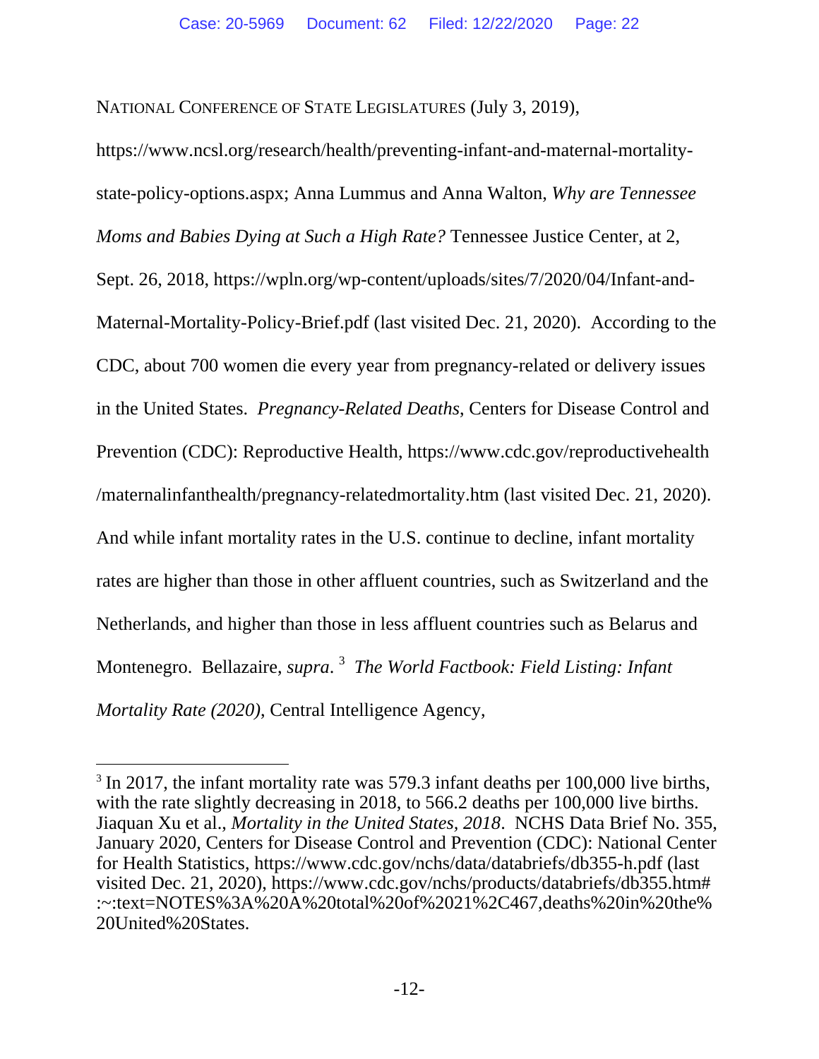NATIONAL CONFERENCE OF STATE LEGISLATURES (July 3, 2019), https://www.ncsl.org/research/health/preventing-infant-and-maternal-mortality-state-policy-options.aspx; Anna Lummus and Anna Walton, *Why are Tennessee Moms and Babies Dying at Such a High Rate?* Tennessee Justice Center, at 2, Sept. 26, 2018, https://wpln.org/wp-content/uploads/sites/7/2020/04/Infant-and-Maternal-Mortality-Policy-Brief.pdf (last visited Dec. 21, 2020). According to the CDC, about 700 women die every year from pregnancy-related or delivery issues in the United States. *Pregnancy-Related Deaths*, Centers for Disease Control and Prevention (CDC): Reproductive Health, https://www.cdc.gov/reproductivehealth/maternalinfanthealth/pregnancy-relatedmortality.htm (last visited Dec. 21, 2020). And while infant mortality rates in the U.S. continue to decline, infant mortality rates are higher than those in other affluent countries, such as Switzerland and the Netherlands, and higher than those in less affluent countries such as Belarus and Montenegro. Bellazaire, *supra*.[3] *The World Factbook: Field Listing: Infant Mortality Rate (2020)*, Central Intelligence Agency,

---

[3] In 2017, the infant mortality rate was 579.3 infant deaths per 100,000 live births, with the rate slightly decreasing in 2018, to 566.2 deaths per 100,000 live births. Jiaquan Xu et al., *Mortality in the United States, 2018*. NCHS Data Brief No. 355, January 2020, Centers for Disease Control and Prevention (CDC): National Center for Health Statistics, https://www.cdc.gov/nchs/data/databriefs/db355-h.pdf (last visited Dec. 21, 2020), https://www.cdc.gov/nchs/products/databriefs/db355.htm#:~:text=NOTES%3A%20A%20total%20of%2021%2C467,deaths%20in%20the%20United%20States.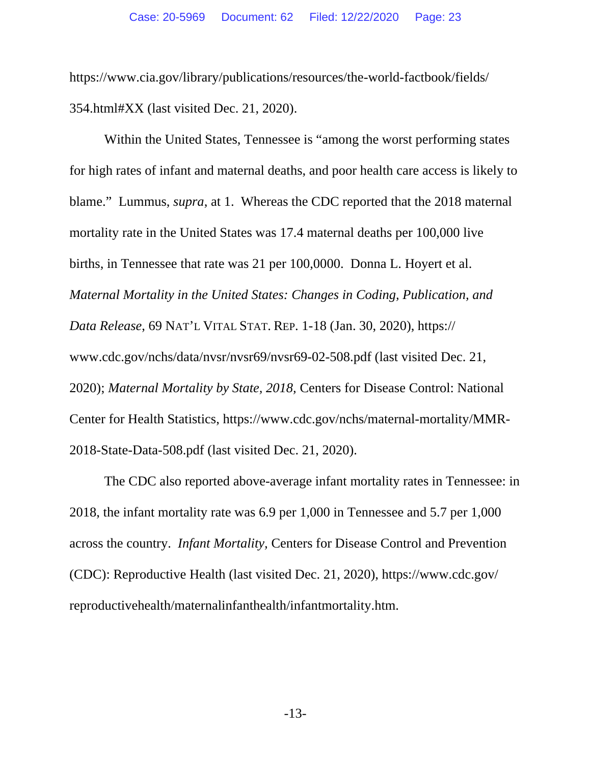https://www.cia.gov/library/publications/resources/the-world-factbook/fields/354.html#XX (last visited Dec. 21, 2020).

Within the United States, Tennessee is "among the worst performing states for high rates of infant and maternal deaths, and poor health care access is likely to blame." Lummus, *supra*, at 1. Whereas the CDC reported that the 2018 maternal mortality rate in the United States was 17.4 maternal deaths per 100,000 live births, in Tennessee that rate was 21 per 100,0000. Donna L. Hoyert et al. *Maternal Mortality in the United States: Changes in Coding, Publication, and Data Release*, 69 NAT'L VITAL STAT. REP. 1-18 (Jan. 30, 2020), https://www.cdc.gov/nchs/data/nvsr/nvsr69/nvsr69-02-508.pdf (last visited Dec. 21, 2020); *Maternal Mortality by State, 2018*, Centers for Disease Control: National Center for Health Statistics, https://www.cdc.gov/nchs/maternal-mortality/MMR-2018-State-Data-508.pdf (last visited Dec. 21, 2020).

The CDC also reported above-average infant mortality rates in Tennessee: in 2018, the infant mortality rate was 6.9 per 1,000 in Tennessee and 5.7 per 1,000 across the country. *Infant Mortality*, Centers for Disease Control and Prevention (CDC): Reproductive Health (last visited Dec. 21, 2020), https://www.cdc.gov/reproductivehealth/maternalinfanthealth/infantmortality.htm.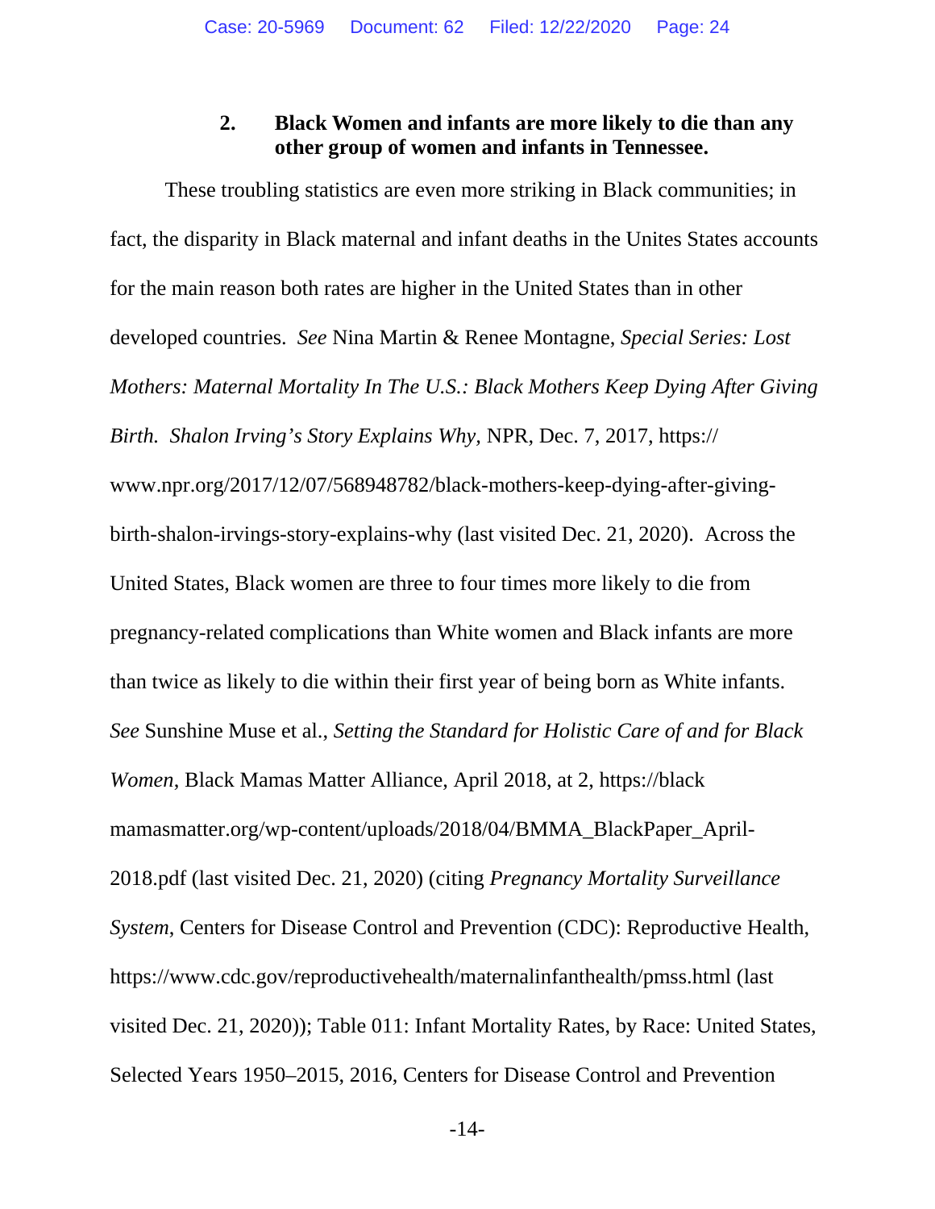### 2. Black Women and infants are more likely to die than any other group of women and infants in Tennessee.

These troubling statistics are even more striking in Black communities; in fact, the disparity in Black maternal and infant deaths in the Unites States accounts for the main reason both rates are higher in the United States than in other developed countries. *See* Nina Martin & Renee Montagne, *Special Series: Lost Mothers: Maternal Mortality In The U.S.: Black Mothers Keep Dying After Giving Birth. Shalon Irving's Story Explains Why*, NPR, Dec. 7, 2017, https://www.npr.org/2017/12/07/568948782/black-mothers-keep-dying-after-giving-birth-shalon-irvings-story-explains-why (last visited Dec. 21, 2020). Across the United States, Black women are three to four times more likely to die from pregnancy-related complications than White women and Black infants are more than twice as likely to die within their first year of being born as White infants. *See* Sunshine Muse et al., *Setting the Standard for Holistic Care of and for Black Women*, Black Mamas Matter Alliance, April 2018, at 2, https://blackmamasmatter.org/wp-content/uploads/2018/04/BMMA_BlackPaper_April-2018.pdf (last visited Dec. 21, 2020) (citing *Pregnancy Mortality Surveillance System*, Centers for Disease Control and Prevention (CDC): Reproductive Health, https://www.cdc.gov/reproductivehealth/maternalinfanthealth/pmss.html (last visited Dec. 21, 2020)); Table 011: Infant Mortality Rates, by Race: United States, Selected Years 1950–2015, 2016, Centers for Disease Control and Prevention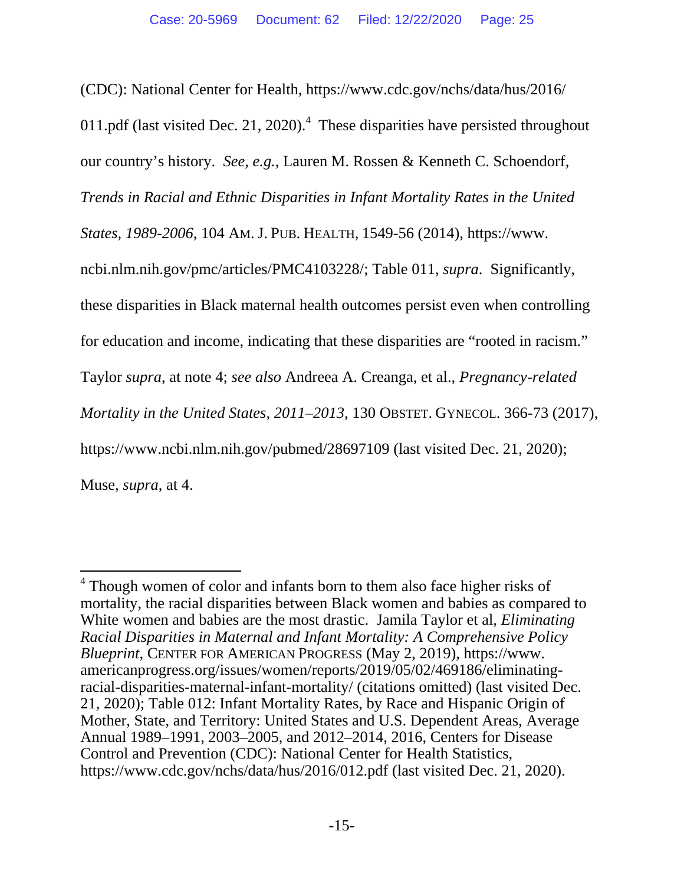(CDC): National Center for Health, https://www.cdc.gov/nchs/data/hus/2016/011.pdf (last visited Dec. 21, 2020).[4] These disparities have persisted throughout our country's history. *See, e.g.*, Lauren M. Rossen & Kenneth C. Schoendorf, *Trends in Racial and Ethnic Disparities in Infant Mortality Rates in the United States, 1989-2006*, 104 AM. J. PUB. HEALTH, 1549-56 (2014), https://www.ncbi.nlm.nih.gov/pmc/articles/PMC4103228/; Table 011, *supra*. Significantly, these disparities in Black maternal health outcomes persist even when controlling for education and income, indicating that these disparities are "rooted in racism." Taylor *supra*, at note 4; *see also* Andreea A. Creanga, et al., *Pregnancy-related Mortality in the United States, 2011–2013*, 130 OBSTET. GYNECOL. 366-73 (2017), https://www.ncbi.nlm.nih.gov/pubmed/28697109 (last visited Dec. 21, 2020); Muse, *supra*, at 4.

---

[4] Though women of color and infants born to them also face higher risks of mortality, the racial disparities between Black women and babies as compared to White women and babies are the most drastic. Jamila Taylor et al, *Eliminating Racial Disparities in Maternal and Infant Mortality: A Comprehensive Policy Blueprint*, CENTER FOR AMERICAN PROGRESS (May 2, 2019), https://www.americanprogress.org/issues/women/reports/2019/05/02/469186/eliminating-racial-disparities-maternal-infant-mortality/ (citations omitted) (last visited Dec. 21, 2020); Table 012: Infant Mortality Rates, by Race and Hispanic Origin of Mother, State, and Territory: United States and U.S. Dependent Areas, Average Annual 1989–1991, 2003–2005, and 2012–2014, 2016, Centers for Disease Control and Prevention (CDC): National Center for Health Statistics, https://www.cdc.gov/nchs/data/hus/2016/012.pdf (last visited Dec. 21, 2020).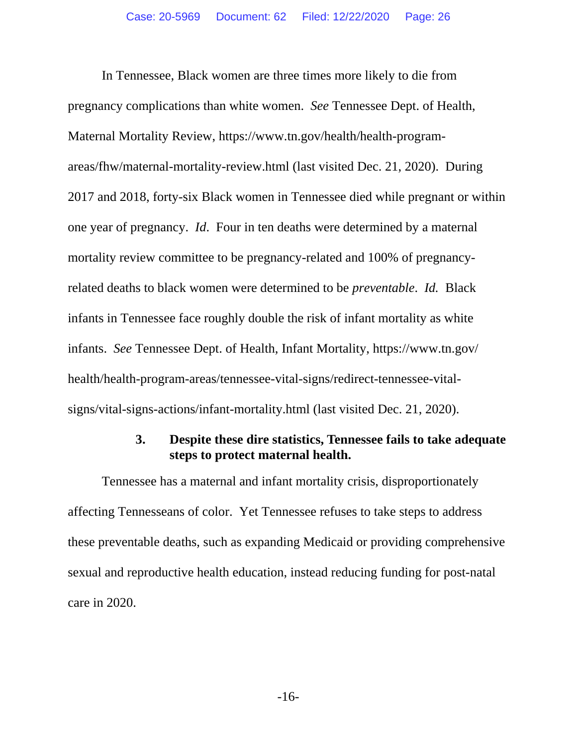In Tennessee, Black women are three times more likely to die from pregnancy complications than white women. *See* Tennessee Dept. of Health, Maternal Mortality Review, https://www.tn.gov/health/health-program-areas/fhw/maternal-mortality-review.html (last visited Dec. 21, 2020). During 2017 and 2018, forty-six Black women in Tennessee died while pregnant or within one year of pregnancy. *Id*. Four in ten deaths were determined by a maternal mortality review committee to be pregnancy-related and 100% of pregnancy-related deaths to black women were determined to be *preventable*. *Id.* Black infants in Tennessee face roughly double the risk of infant mortality as white infants. *See* Tennessee Dept. of Health, Infant Mortality, https://www.tn.gov/health/health-program-areas/tennessee-vital-signs/redirect-tennessee-vital-signs/vital-signs-actions/infant-mortality.html (last visited Dec. 21, 2020).

### 3. Despite these dire statistics, Tennessee fails to take adequate steps to protect maternal health.

Tennessee has a maternal and infant mortality crisis, disproportionately affecting Tennesseans of color. Yet Tennessee refuses to take steps to address these preventable deaths, such as expanding Medicaid or providing comprehensive sexual and reproductive health education, instead reducing funding for post-natal care in 2020.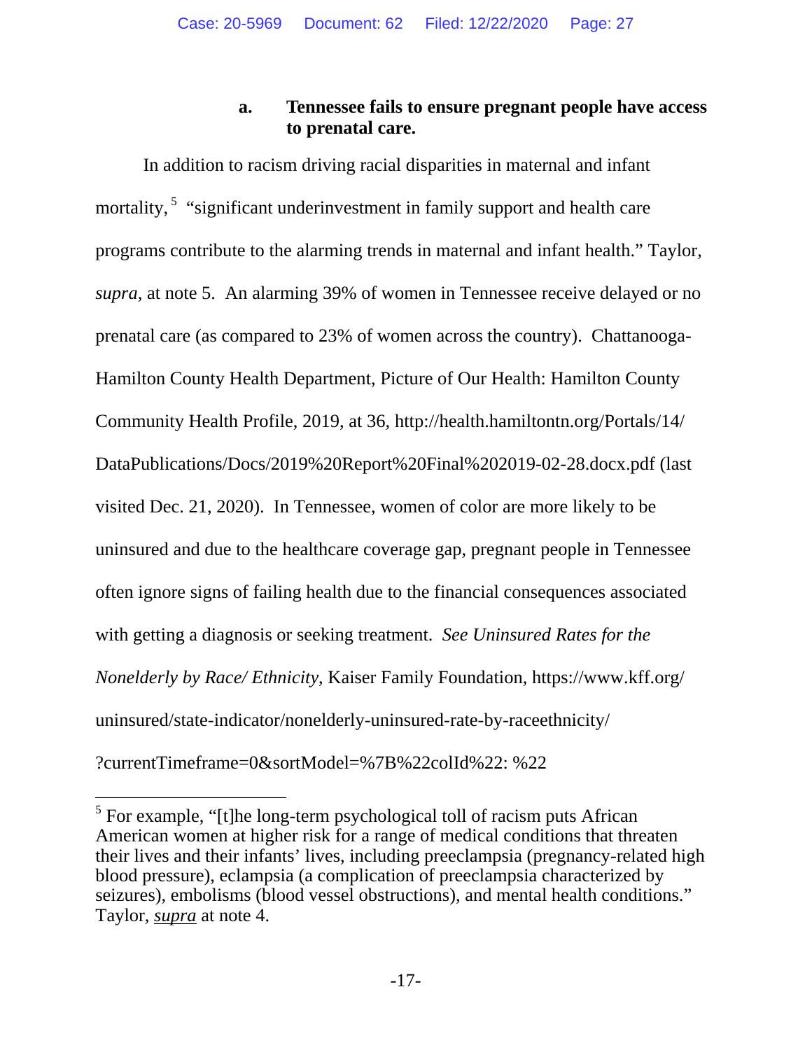### a. Tennessee fails to ensure pregnant people have access to prenatal care.

In addition to racism driving racial disparities in maternal and infant mortality,[5] "significant underinvestment in family support and health care programs contribute to the alarming trends in maternal and infant health." Taylor, *supra*, at note 5. An alarming 39% of women in Tennessee receive delayed or no prenatal care (as compared to 23% of women across the country). Chattanooga-Hamilton County Health Department, Picture of Our Health: Hamilton County Community Health Profile, 2019, at 36, http://health.hamiltontn.org/Portals/14/DataPublications/Docs/2019%20Report%20Final%202019-02-28.docx.pdf (last visited Dec. 21, 2020). In Tennessee, women of color are more likely to be uninsured and due to the healthcare coverage gap, pregnant people in Tennessee often ignore signs of failing health due to the financial consequences associated with getting a diagnosis or seeking treatment. *See Uninsured Rates for the Nonelderly by Race/ Ethnicity*, Kaiser Family Foundation, https://www.kff.org/uninsured/state-indicator/nonelderly-uninsured-rate-by-raceethnicity/?currentTimeframe=0&sortModel=%7B%22colId%22: %22

---

[5] For example, "[t]he long-term psychological toll of racism puts African American women at higher risk for a range of medical conditions that threaten their lives and their infants' lives, including preeclampsia (pregnancy-related high blood pressure), eclampsia (a complication of preeclampsia characterized by seizures), embolisms (blood vessel obstructions), and mental health conditions." Taylor, *supra* at note 4.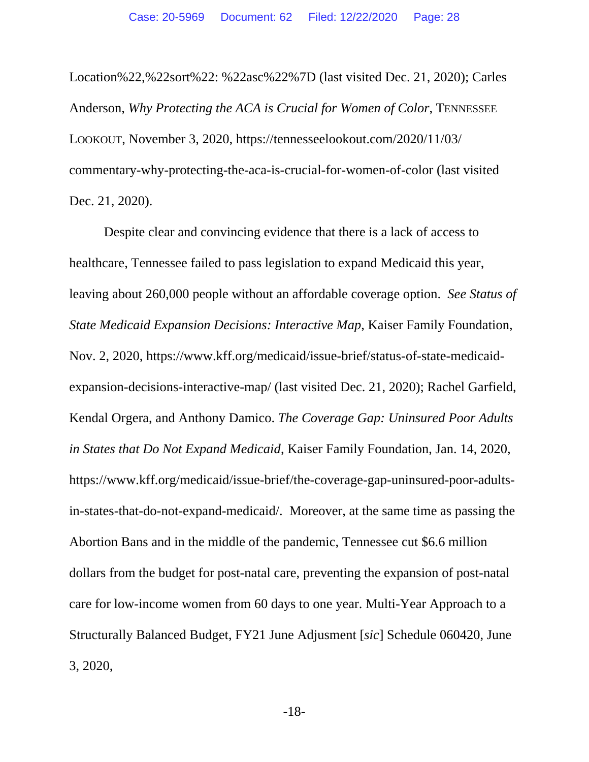Location%22,%22sort%22: %22asc%22%7D (last visited Dec. 21, 2020); Carles Anderson, *Why Protecting the ACA is Crucial for Women of Color*, TENNESSEE LOOKOUT, November 3, 2020, https://tennesseelookout.com/2020/11/03/commentary-why-protecting-the-aca-is-crucial-for-women-of-color (last visited Dec. 21, 2020).

Despite clear and convincing evidence that there is a lack of access to healthcare, Tennessee failed to pass legislation to expand Medicaid this year, leaving about 260,000 people without an affordable coverage option. *See Status of State Medicaid Expansion Decisions: Interactive Map*, Kaiser Family Foundation, Nov. 2, 2020, https://www.kff.org/medicaid/issue-brief/status-of-state-medicaid-expansion-decisions-interactive-map/ (last visited Dec. 21, 2020); Rachel Garfield, Kendal Orgera, and Anthony Damico. *The Coverage Gap: Uninsured Poor Adults in States that Do Not Expand Medicaid*, Kaiser Family Foundation, Jan. 14, 2020, https://www.kff.org/medicaid/issue-brief/the-coverage-gap-uninsured-poor-adults-in-states-that-do-not-expand-medicaid/. Moreover, at the same time as passing the Abortion Bans and in the middle of the pandemic, Tennessee cut $6.6 million dollars from the budget for post-natal care, preventing the expansion of post-natal care for low-income women from 60 days to one year. Multi-Year Approach to a Structurally Balanced Budget, FY21 June Adjusment [*sic*] Schedule 060420, June 3, 2020,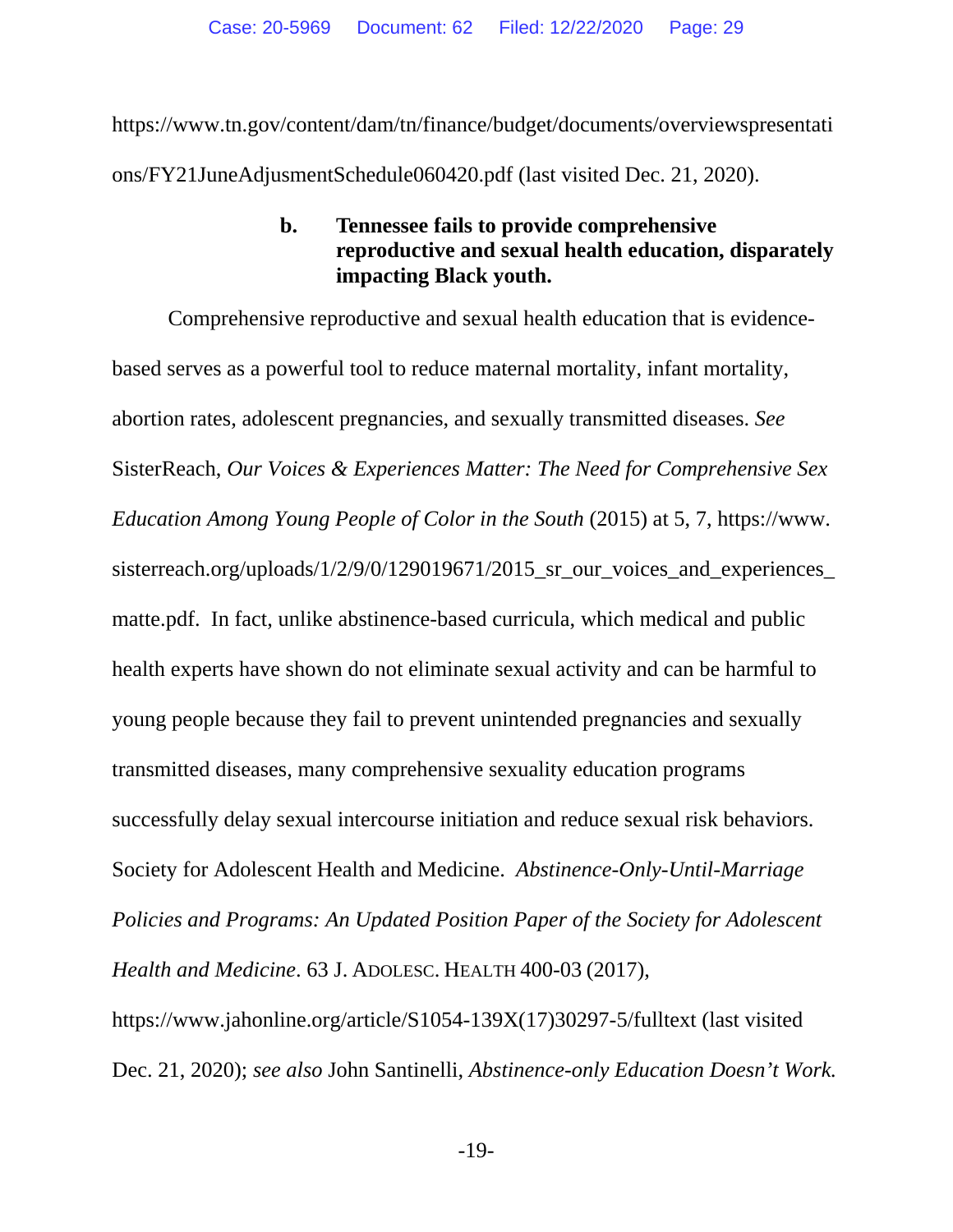https://www.tn.gov/content/dam/tn/finance/budget/documents/overviewspresentations/FY21JuneAdjusmentSchedule060420.pdf (last visited Dec. 21, 2020).

**b. Tennessee fails to provide comprehensive reproductive and sexual health education, disparately impacting Black youth.**

Comprehensive reproductive and sexual health education that is evidence-based serves as a powerful tool to reduce maternal mortality, infant mortality, abortion rates, adolescent pregnancies, and sexually transmitted diseases. *See* SisterReach, *Our Voices & Experiences Matter: The Need for Comprehensive Sex Education Among Young People of Color in the South* (2015) at 5, 7, https://www.sisterreach.org/uploads/1/2/9/0/129019671/2015_sr_our_voices_and_experiences_matte.pdf. In fact, unlike abstinence-based curricula, which medical and public health experts have shown do not eliminate sexual activity and can be harmful to young people because they fail to prevent unintended pregnancies and sexually transmitted diseases, many comprehensive sexuality education programs successfully delay sexual intercourse initiation and reduce sexual risk behaviors. Society for Adolescent Health and Medicine. *Abstinence-Only-Until-Marriage Policies and Programs: An Updated Position Paper of the Society for Adolescent Health and Medicine*. 63 J. ADOLESC. HEALTH 400-03 (2017), https://www.jahonline.org/article/S1054-139X(17)30297-5/fulltext (last visited Dec. 21, 2020); *see also* John Santinelli, *Abstinence-only Education Doesn't Work.*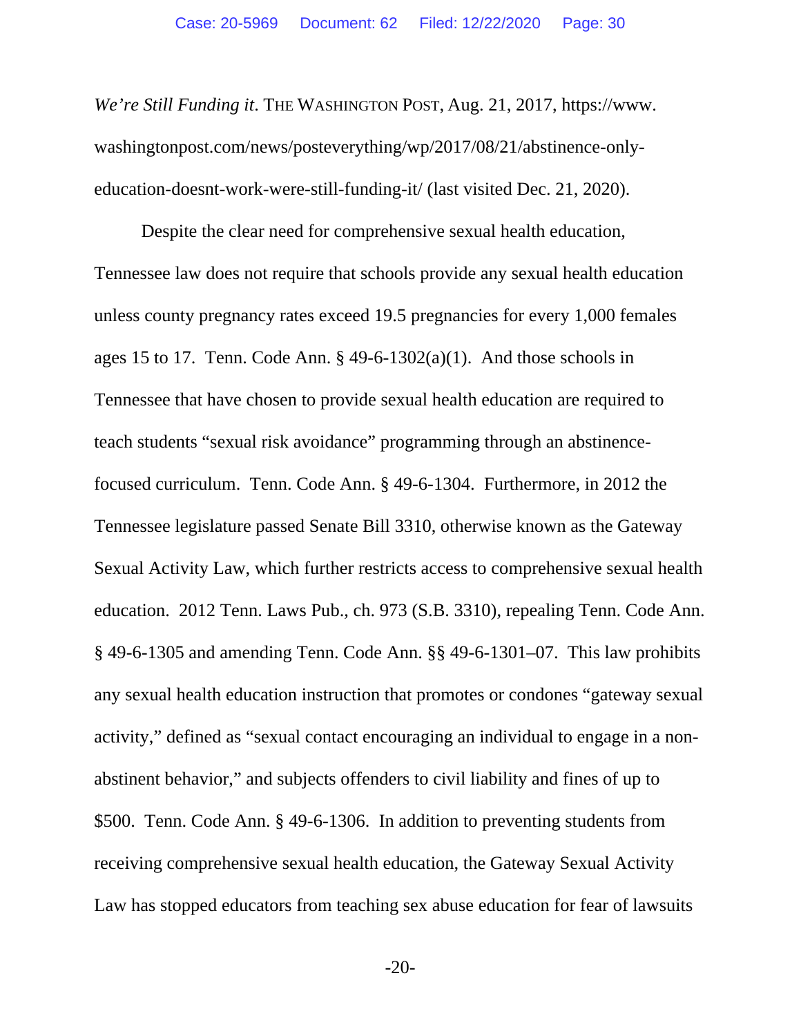*We're Still Funding it*. THE WASHINGTON POST, Aug. 21, 2017, https://www.washingtonpost.com/news/posteverything/wp/2017/08/21/abstinence-only-education-doesnt-work-were-still-funding-it/ (last visited Dec. 21, 2020).

Despite the clear need for comprehensive sexual health education, Tennessee law does not require that schools provide any sexual health education unless county pregnancy rates exceed 19.5 pregnancies for every 1,000 females ages 15 to 17. Tenn. Code Ann. § 49-6-1302(a)(1). And those schools in Tennessee that have chosen to provide sexual health education are required to teach students "sexual risk avoidance" programming through an abstinence-focused curriculum. Tenn. Code Ann. § 49-6-1304. Furthermore, in 2012 the Tennessee legislature passed Senate Bill 3310, otherwise known as the Gateway Sexual Activity Law, which further restricts access to comprehensive sexual health education. 2012 Tenn. Laws Pub., ch. 973 (S.B. 3310), repealing Tenn. Code Ann. § 49-6-1305 and amending Tenn. Code Ann. §§ 49-6-1301–07. This law prohibits any sexual health education instruction that promotes or condones "gateway sexual activity," defined as "sexual contact encouraging an individual to engage in a non-abstinent behavior," and subjects offenders to civil liability and fines of up to $500. Tenn. Code Ann. § 49-6-1306. In addition to preventing students from receiving comprehensive sexual health education, the Gateway Sexual Activity Law has stopped educators from teaching sex abuse education for fear of lawsuits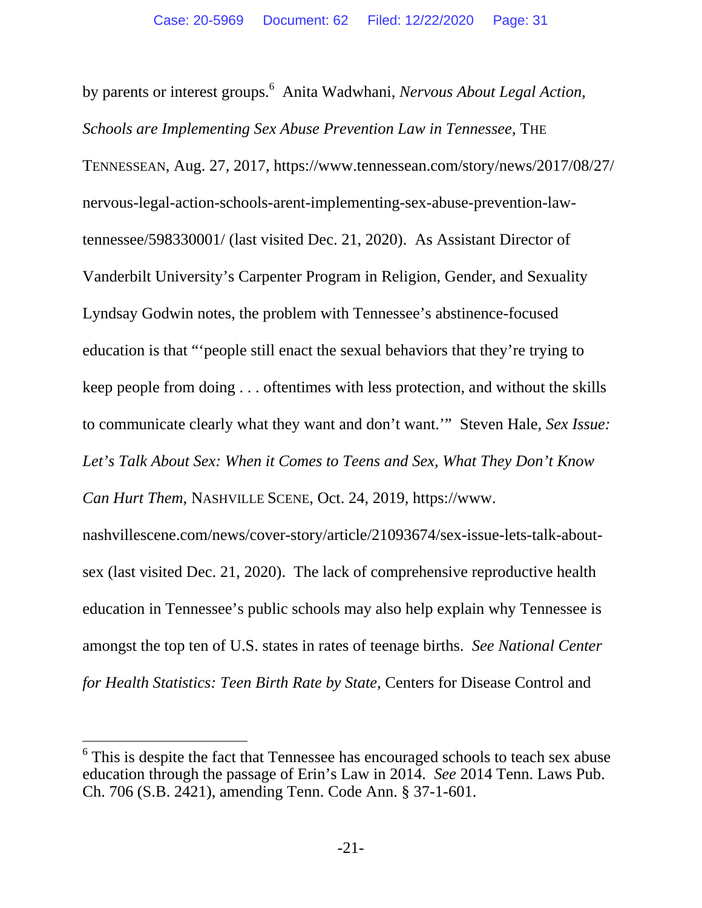by parents or interest groups.[6] Anita Wadwhani, *Nervous About Legal Action, Schools are Implementing Sex Abuse Prevention Law in Tennessee*, THE TENNESSEAN, Aug. 27, 2017, https://www.tennessean.com/story/news/2017/08/27/nervous-legal-action-schools-arent-implementing-sex-abuse-prevention-law-tennessee/598330001/ (last visited Dec. 21, 2020). As Assistant Director of Vanderbilt University's Carpenter Program in Religion, Gender, and Sexuality Lyndsay Godwin notes, the problem with Tennessee's abstinence-focused education is that "'people still enact the sexual behaviors that they're trying to keep people from doing . . . oftentimes with less protection, and without the skills to communicate clearly what they want and don't want.'" Steven Hale, *Sex Issue: Let's Talk About Sex: When it Comes to Teens and Sex, What They Don't Know Can Hurt Them*, NASHVILLE SCENE, Oct. 24, 2019, https://www.nashvillescene.com/news/cover-story/article/21093674/sex-issue-lets-talk-about-sex (last visited Dec. 21, 2020). The lack of comprehensive reproductive health education in Tennessee's public schools may also help explain why Tennessee is amongst the top ten of U.S. states in rates of teenage births. *See National Center for Health Statistics: Teen Birth Rate by State*, Centers for Disease Control and

---

[6] This is despite the fact that Tennessee has encouraged schools to teach sex abuse education through the passage of Erin's Law in 2014. *See* 2014 Tenn. Laws Pub. Ch. 706 (S.B. 2421), amending Tenn. Code Ann. § 37-1-601.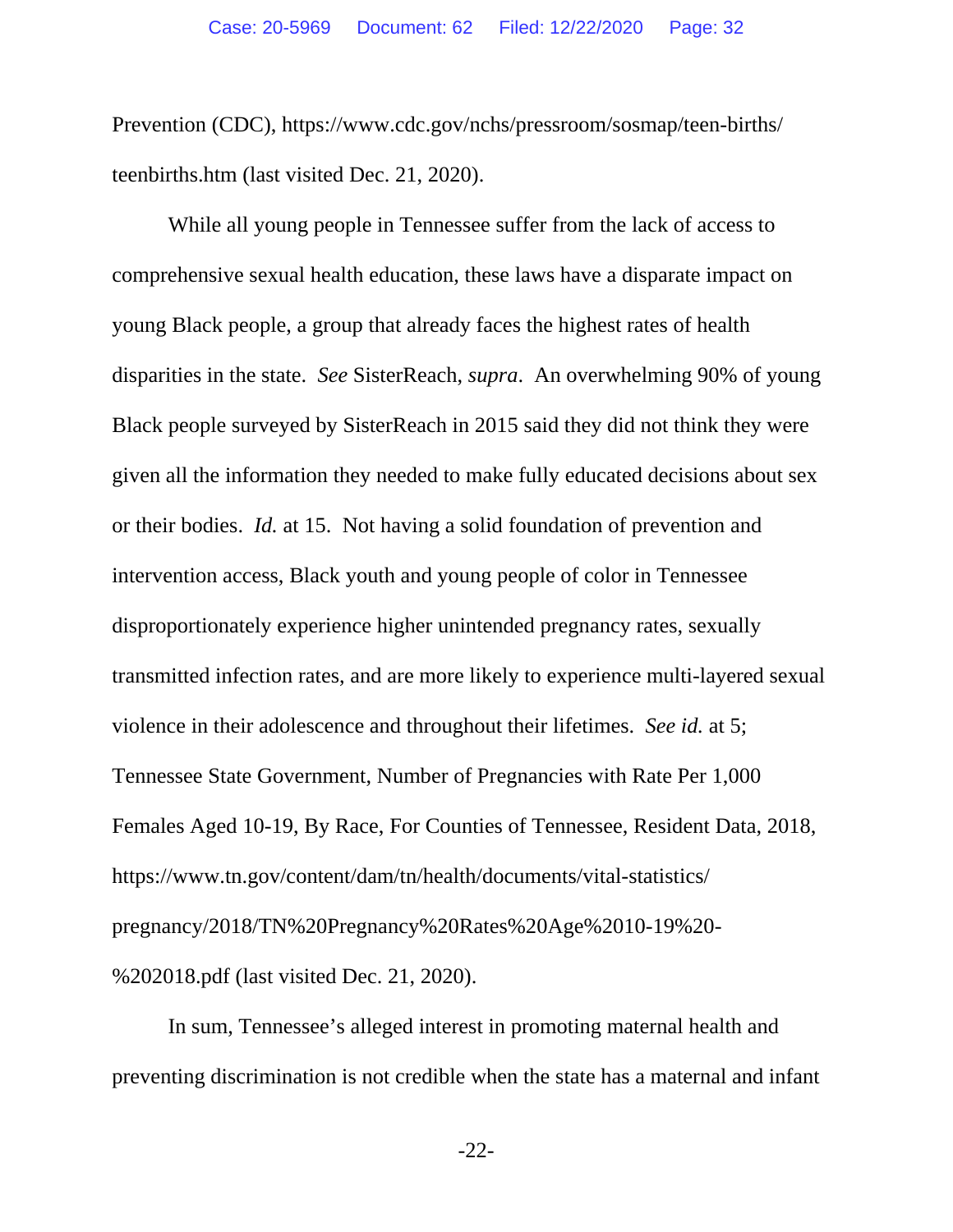Prevention (CDC), https://www.cdc.gov/nchs/pressroom/sosmap/teen-births/teenbirths.htm (last visited Dec. 21, 2020).

While all young people in Tennessee suffer from the lack of access to comprehensive sexual health education, these laws have a disparate impact on young Black people, a group that already faces the highest rates of health disparities in the state. *See* SisterReach, *supra*. An overwhelming 90% of young Black people surveyed by SisterReach in 2015 said they did not think they were given all the information they needed to make fully educated decisions about sex or their bodies. *Id.* at 15. Not having a solid foundation of prevention and intervention access, Black youth and young people of color in Tennessee disproportionately experience higher unintended pregnancy rates, sexually transmitted infection rates, and are more likely to experience multi-layered sexual violence in their adolescence and throughout their lifetimes. *See id.* at 5; Tennessee State Government, Number of Pregnancies with Rate Per 1,000 Females Aged 10-19, By Race, For Counties of Tennessee, Resident Data, 2018, https://www.tn.gov/content/dam/tn/health/documents/vital-statistics/pregnancy/2018/TN%20Pregnancy%20Rates%20Age%2010-19%20-%202018.pdf (last visited Dec. 21, 2020).

In sum, Tennessee's alleged interest in promoting maternal health and preventing discrimination is not credible when the state has a maternal and infant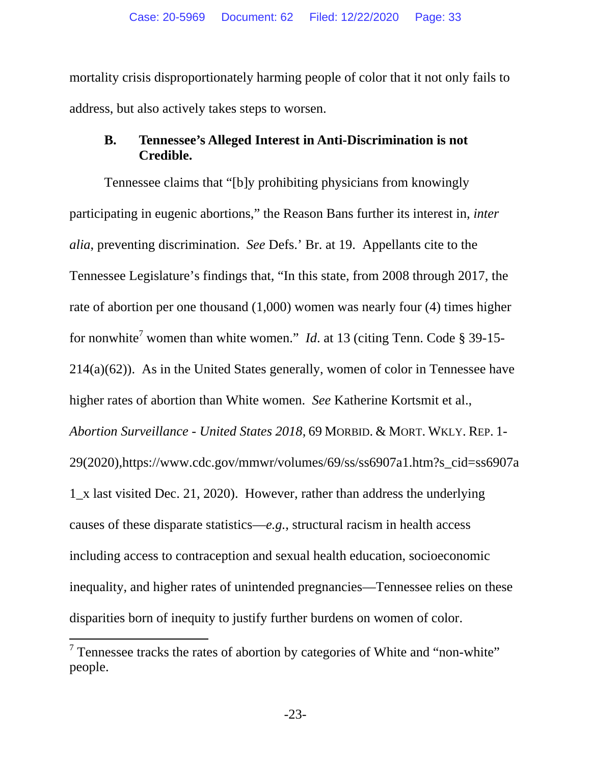mortality crisis disproportionately harming people of color that it not only fails to address, but also actively takes steps to worsen.

### B. Tennessee's Alleged Interest in Anti-Discrimination is not Credible.

Tennessee claims that "[b]y prohibiting physicians from knowingly participating in eugenic abortions," the Reason Bans further its interest in, *inter alia*, preventing discrimination. *See* Defs.' Br. at 19. Appellants cite to the Tennessee Legislature's findings that, "In this state, from 2008 through 2017, the rate of abortion per one thousand (1,000) women was nearly four (4) times higher for nonwhite[7] women than white women." *Id*. at 13 (citing Tenn. Code § 39-15-214(a)(62)). As in the United States generally, women of color in Tennessee have higher rates of abortion than White women. *See* Katherine Kortsmit et al., *Abortion Surveillance - United States 2018*, 69 MORBID. & MORT. WKLY. REP. 1-29(2020),https://www.cdc.gov/mmwr/volumes/69/ss/ss6907a1.htm?s_cid=ss6907a1_x last visited Dec. 21, 2020). However, rather than address the underlying causes of these disparate statistics—*e.g.*, structural racism in health access including access to contraception and sexual health education, socioeconomic inequality, and higher rates of unintended pregnancies—Tennessee relies on these disparities born of inequity to justify further burdens on women of color.

[7] Tennessee tracks the rates of abortion by categories of White and "non-white" people.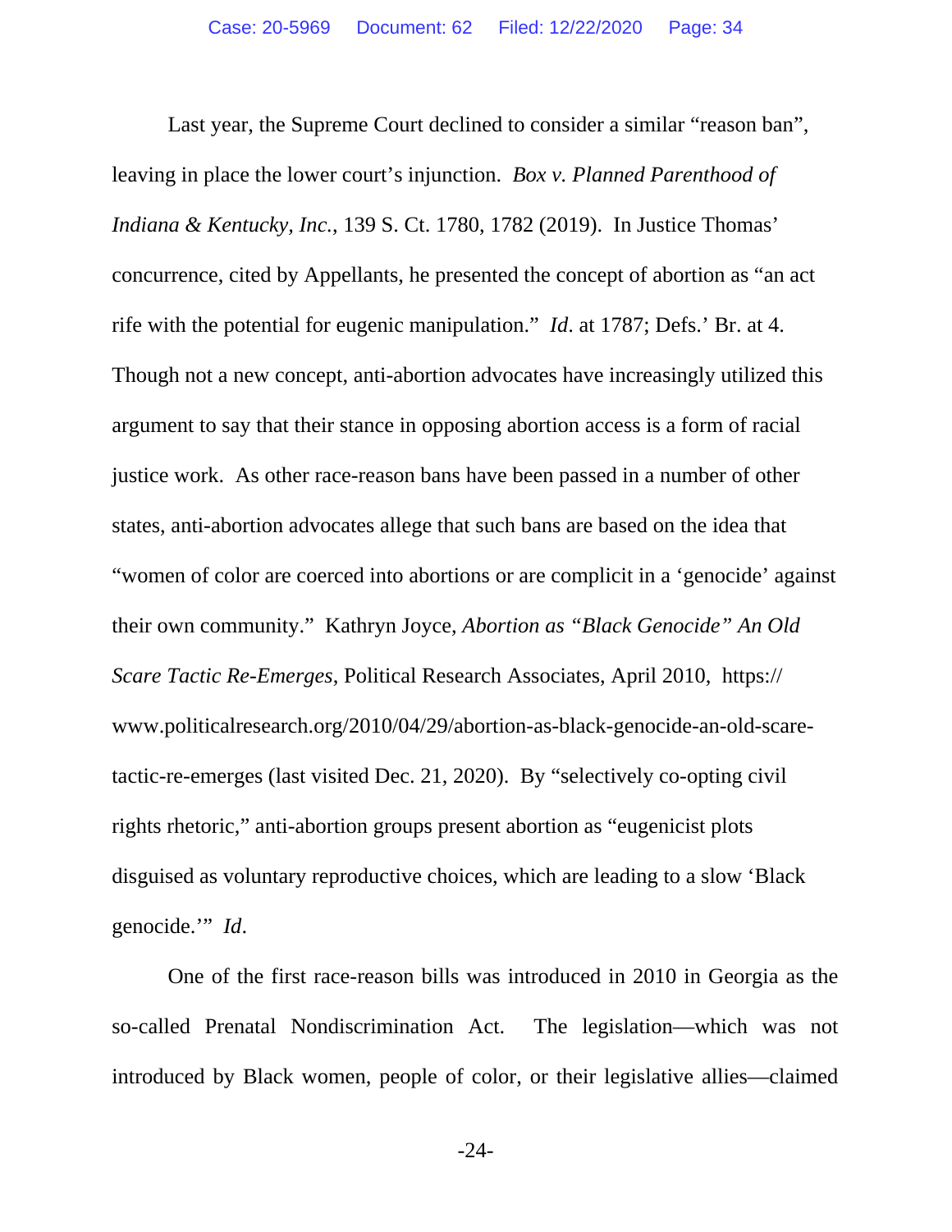Last year, the Supreme Court declined to consider a similar "reason ban", leaving in place the lower court's injunction. *Box v. Planned Parenthood of Indiana & Kentucky, Inc.*, 139 S. Ct. 1780, 1782 (2019). In Justice Thomas' concurrence, cited by Appellants, he presented the concept of abortion as "an act rife with the potential for eugenic manipulation." *Id*. at 1787; Defs.' Br. at 4. Though not a new concept, anti-abortion advocates have increasingly utilized this argument to say that their stance in opposing abortion access is a form of racial justice work. As other race-reason bans have been passed in a number of other states, anti-abortion advocates allege that such bans are based on the idea that "women of color are coerced into abortions or are complicit in a 'genocide' against their own community." Kathryn Joyce, *Abortion as "Black Genocide" An Old Scare Tactic Re-Emerges*, Political Research Associates, April 2010, https://www.politicalresearch.org/2010/04/29/abortion-as-black-genocide-an-old-scare-tactic-re-emerges (last visited Dec. 21, 2020). By "selectively co-opting civil rights rhetoric," anti-abortion groups present abortion as "eugenicist plots disguised as voluntary reproductive choices, which are leading to a slow 'Black genocide.'" *Id*.

One of the first race-reason bills was introduced in 2010 in Georgia as the so-called Prenatal Nondiscrimination Act. The legislation—which was not introduced by Black women, people of color, or their legislative allies—claimed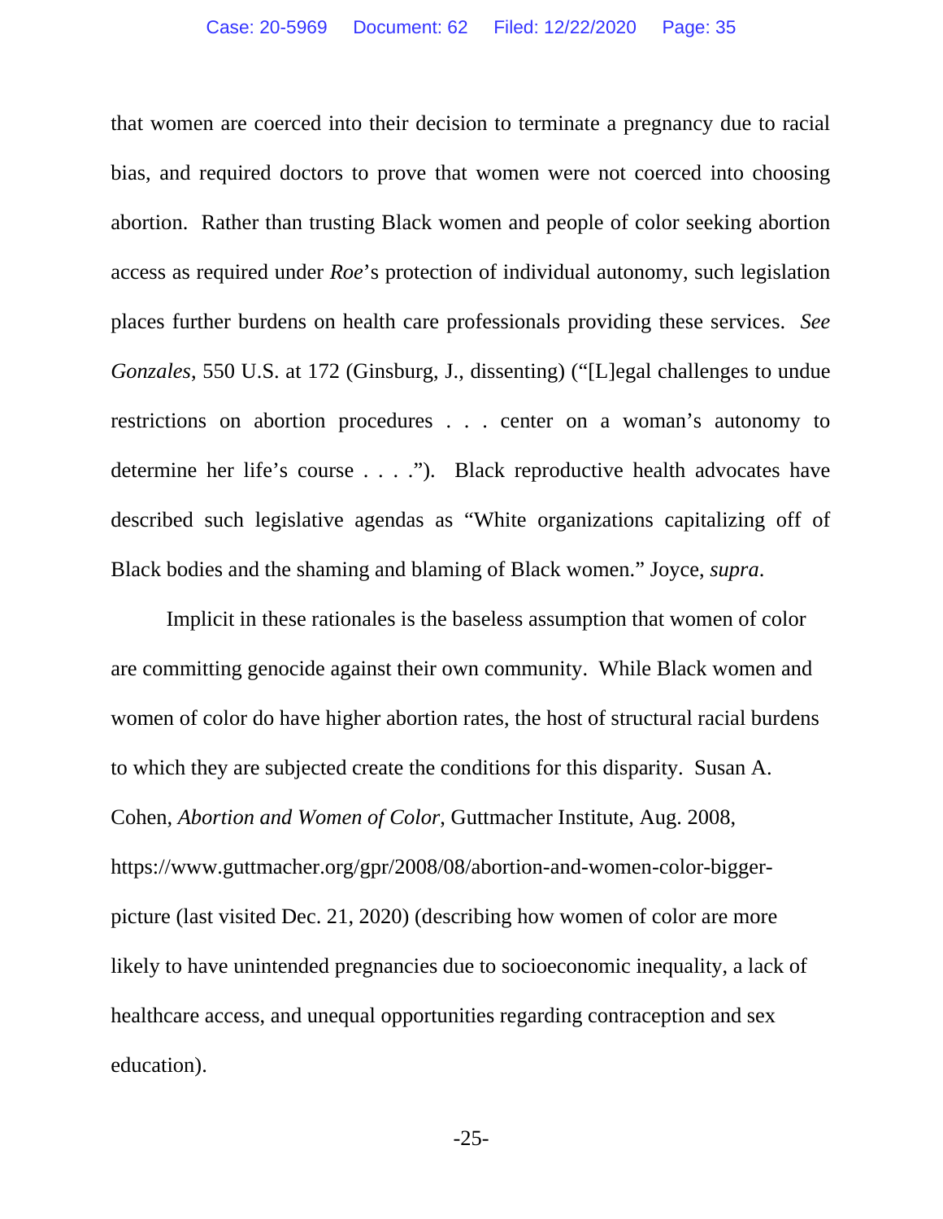that women are coerced into their decision to terminate a pregnancy due to racial bias, and required doctors to prove that women were not coerced into choosing abortion. Rather than trusting Black women and people of color seeking abortion access as required under *Roe*'s protection of individual autonomy, such legislation places further burdens on health care professionals providing these services. *See Gonzales*, 550 U.S. at 172 (Ginsburg, J., dissenting) ("[L]egal challenges to undue restrictions on abortion procedures . . . center on a woman's autonomy to determine her life's course . . . ."). Black reproductive health advocates have described such legislative agendas as "White organizations capitalizing off of Black bodies and the shaming and blaming of Black women." Joyce, *supra*.

Implicit in these rationales is the baseless assumption that women of color are committing genocide against their own community. While Black women and women of color do have higher abortion rates, the host of structural racial burdens to which they are subjected create the conditions for this disparity. Susan A. Cohen, *Abortion and Women of Color*, Guttmacher Institute, Aug. 2008, https://www.guttmacher.org/gpr/2008/08/abortion-and-women-color-bigger-picture (last visited Dec. 21, 2020) (describing how women of color are more likely to have unintended pregnancies due to socioeconomic inequality, a lack of healthcare access, and unequal opportunities regarding contraception and sex education).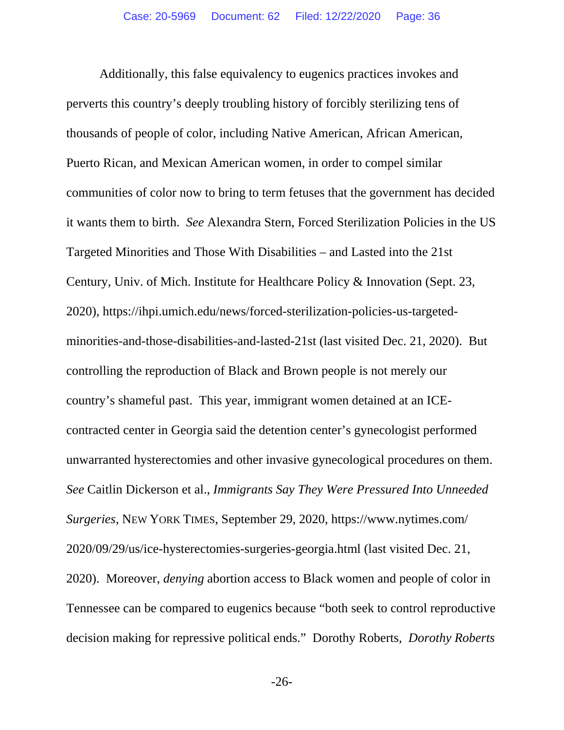Additionally, this false equivalency to eugenics practices invokes and perverts this country's deeply troubling history of forcibly sterilizing tens of thousands of people of color, including Native American, African American, Puerto Rican, and Mexican American women, in order to compel similar communities of color now to bring to term fetuses that the government has decided it wants them to birth. *See* Alexandra Stern, Forced Sterilization Policies in the US Targeted Minorities and Those With Disabilities – and Lasted into the 21st Century, Univ. of Mich. Institute for Healthcare Policy & Innovation (Sept. 23, 2020), https://ihpi.umich.edu/news/forced-sterilization-policies-us-targeted-minorities-and-those-disabilities-and-lasted-21st (last visited Dec. 21, 2020). But controlling the reproduction of Black and Brown people is not merely our country's shameful past. This year, immigrant women detained at an ICE-contracted center in Georgia said the detention center's gynecologist performed unwarranted hysterectomies and other invasive gynecological procedures on them. *See* Caitlin Dickerson et al., *Immigrants Say They Were Pressured Into Unneeded Surgeries*, NEW YORK TIMES, September 29, 2020, https://www.nytimes.com/2020/09/29/us/ice-hysterectomies-surgeries-georgia.html (last visited Dec. 21, 2020). Moreover, *denying* abortion access to Black women and people of color in Tennessee can be compared to eugenics because "both seek to control reproductive decision making for repressive political ends." Dorothy Roberts, *Dorothy Roberts*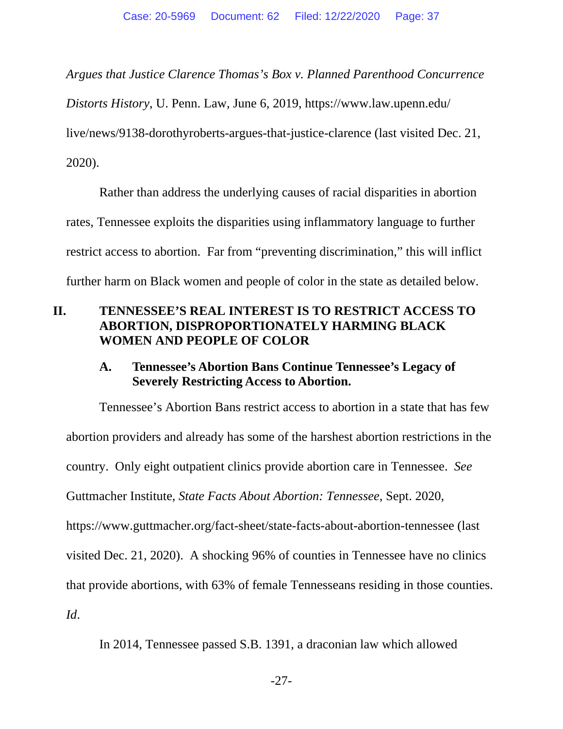*Argues that Justice Clarence Thomas's Box v. Planned Parenthood Concurrence Distorts History*, U. Penn. Law, June 6, 2019, https://www.law.upenn.edu/live/news/9138-dorothyroberts-argues-that-justice-clarence (last visited Dec. 21, 2020).

Rather than address the underlying causes of racial disparities in abortion rates, Tennessee exploits the disparities using inflammatory language to further restrict access to abortion. Far from "preventing discrimination," this will inflict further harm on Black women and people of color in the state as detailed below.

## II. TENNESSEE'S REAL INTEREST IS TO RESTRICT ACCESS TO ABORTION, DISPROPORTIONATELY HARMING BLACK WOMEN AND PEOPLE OF COLOR

### A. Tennessee's Abortion Bans Continue Tennessee's Legacy of Severely Restricting Access to Abortion.

Tennessee's Abortion Bans restrict access to abortion in a state that has few abortion providers and already has some of the harshest abortion restrictions in the country. Only eight outpatient clinics provide abortion care in Tennessee. *See* Guttmacher Institute, *State Facts About Abortion: Tennessee*, Sept. 2020, https://www.guttmacher.org/fact-sheet/state-facts-about-abortion-tennessee (last visited Dec. 21, 2020). A shocking 96% of counties in Tennessee have no clinics that provide abortions, with 63% of female Tennesseans residing in those counties. *Id*.

In 2014, Tennessee passed S.B. 1391, a draconian law which allowed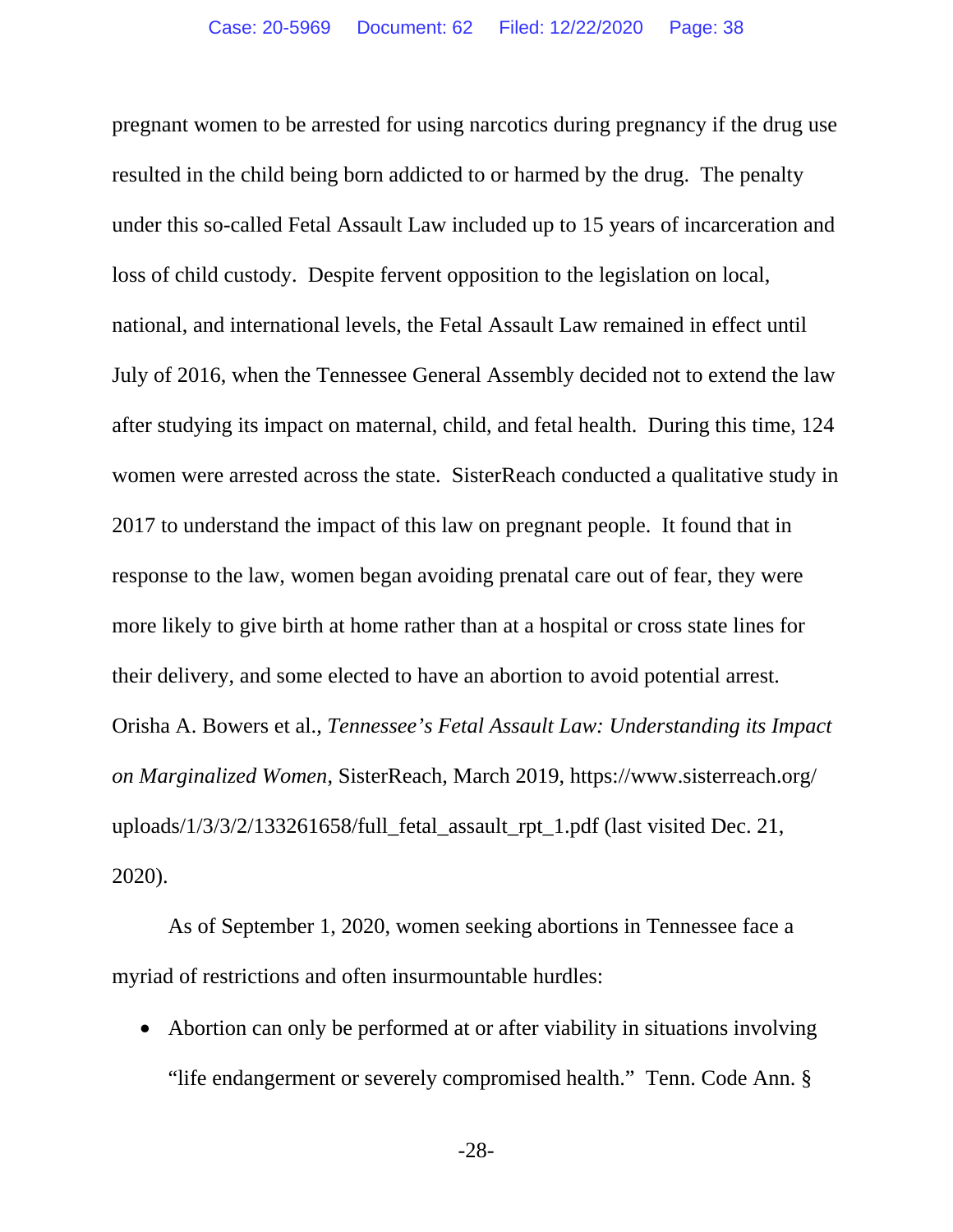pregnant women to be arrested for using narcotics during pregnancy if the drug use resulted in the child being born addicted to or harmed by the drug. The penalty under this so-called Fetal Assault Law included up to 15 years of incarceration and loss of child custody. Despite fervent opposition to the legislation on local, national, and international levels, the Fetal Assault Law remained in effect until July of 2016, when the Tennessee General Assembly decided not to extend the law after studying its impact on maternal, child, and fetal health. During this time, 124 women were arrested across the state. SisterReach conducted a qualitative study in 2017 to understand the impact of this law on pregnant people. It found that in response to the law, women began avoiding prenatal care out of fear, they were more likely to give birth at home rather than at a hospital or cross state lines for their delivery, and some elected to have an abortion to avoid potential arrest. Orisha A. Bowers et al., *Tennessee's Fetal Assault Law: Understanding its Impact on Marginalized Women*, SisterReach, March 2019, https://www.sisterreach.org/uploads/1/3/3/2/133261658/full_fetal_assault_rpt_1.pdf (last visited Dec. 21, 2020).

As of September 1, 2020, women seeking abortions in Tennessee face a myriad of restrictions and often insurmountable hurdles:

- Abortion can only be performed at or after viability in situations involving "life endangerment or severely compromised health." Tenn. Code Ann. §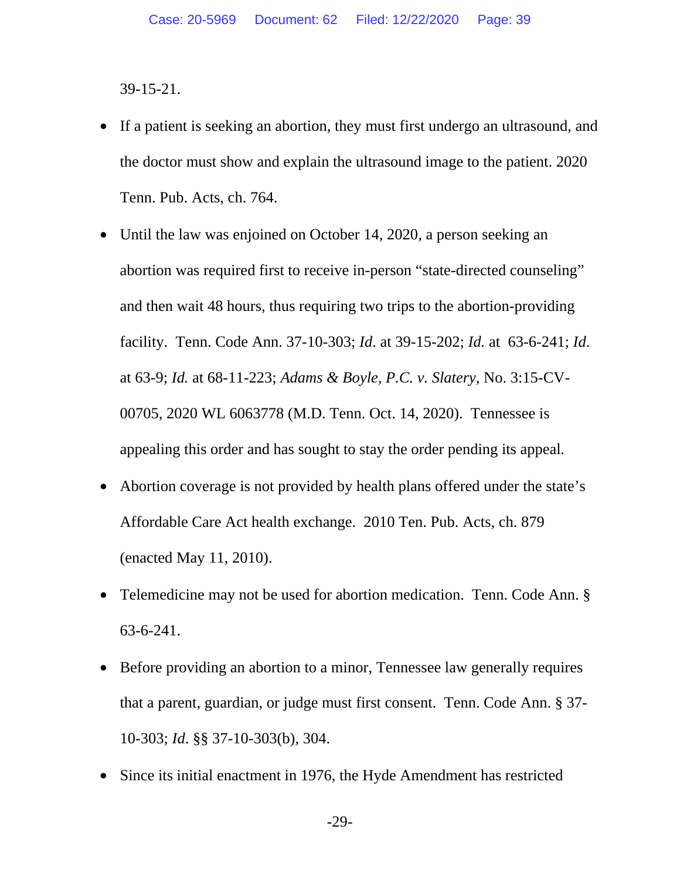39-15-21.

- If a patient is seeking an abortion, they must first undergo an ultrasound, and the doctor must show and explain the ultrasound image to the patient. 2020 Tenn. Pub. Acts, ch. 764.
- Until the law was enjoined on October 14, 2020, a person seeking an abortion was required first to receive in-person "state-directed counseling" and then wait 48 hours, thus requiring two trips to the abortion-providing facility. Tenn. Code Ann. 37-10-303; *Id*. at 39-15-202; *Id.* at 63-6-241; *Id*. at 63-9; *Id.* at 68-11-223; *Adams & Boyle, P.C. v. Slatery*, No. 3:15-CV-00705, 2020 WL 6063778 (M.D. Tenn. Oct. 14, 2020). Tennessee is appealing this order and has sought to stay the order pending its appeal.
- Abortion coverage is not provided by health plans offered under the state's Affordable Care Act health exchange. 2010 Ten. Pub. Acts, ch. 879 (enacted May 11, 2010).
- Telemedicine may not be used for abortion medication. Tenn. Code Ann. § 63-6-241.
- Before providing an abortion to a minor, Tennessee law generally requires that a parent, guardian, or judge must first consent. Tenn. Code Ann. § 37-10-303; *Id*. §§ 37-10-303(b), 304.
- Since its initial enactment in 1976, the Hyde Amendment has restricted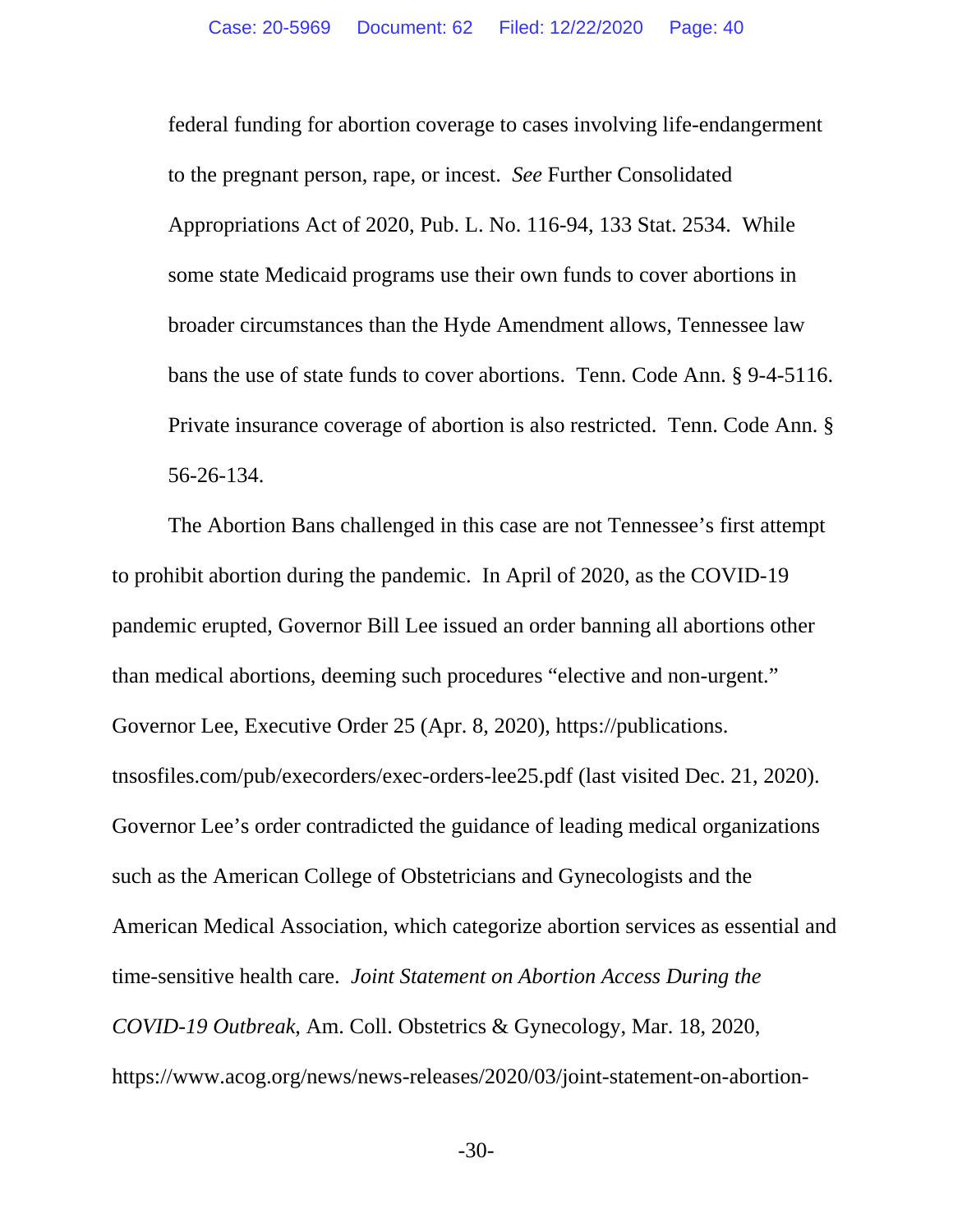federal funding for abortion coverage to cases involving life-endangerment to the pregnant person, rape, or incest. *See* Further Consolidated Appropriations Act of 2020, Pub. L. No. 116-94, 133 Stat. 2534. While some state Medicaid programs use their own funds to cover abortions in broader circumstances than the Hyde Amendment allows, Tennessee law bans the use of state funds to cover abortions. Tenn. Code Ann. § 9-4-5116. Private insurance coverage of abortion is also restricted. Tenn. Code Ann. § 56-26-134.

The Abortion Bans challenged in this case are not Tennessee's first attempt to prohibit abortion during the pandemic. In April of 2020, as the COVID-19 pandemic erupted, Governor Bill Lee issued an order banning all abortions other than medical abortions, deeming such procedures "elective and non-urgent." Governor Lee, Executive Order 25 (Apr. 8, 2020), https://publications.tnsosfiles.com/pub/execorders/exec-orders-lee25.pdf (last visited Dec. 21, 2020). Governor Lee's order contradicted the guidance of leading medical organizations such as the American College of Obstetricians and Gynecologists and the American Medical Association, which categorize abortion services as essential and time-sensitive health care. *Joint Statement on Abortion Access During the COVID-19 Outbreak*, Am. Coll. Obstetrics & Gynecology, Mar. 18, 2020, https://www.acog.org/news/news-releases/2020/03/joint-statement-on-abortion-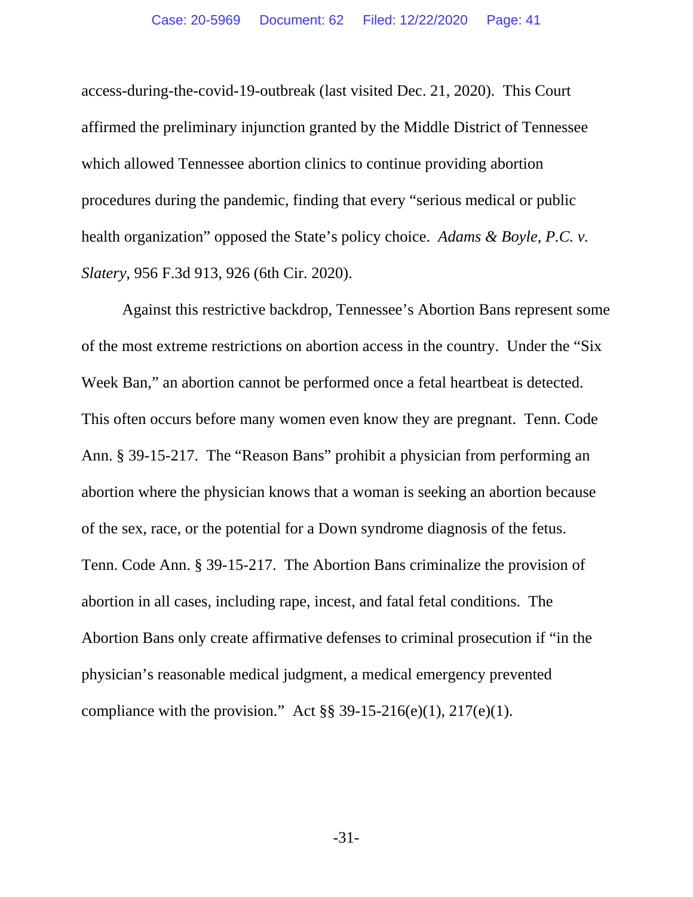access-during-the-covid-19-outbreak (last visited Dec. 21, 2020). This Court affirmed the preliminary injunction granted by the Middle District of Tennessee which allowed Tennessee abortion clinics to continue providing abortion procedures during the pandemic, finding that every "serious medical or public health organization" opposed the State's policy choice. *Adams & Boyle, P.C. v. Slatery*, 956 F.3d 913, 926 (6th Cir. 2020).

Against this restrictive backdrop, Tennessee's Abortion Bans represent some of the most extreme restrictions on abortion access in the country. Under the "Six Week Ban," an abortion cannot be performed once a fetal heartbeat is detected. This often occurs before many women even know they are pregnant. Tenn. Code Ann. § 39-15-217. The "Reason Bans" prohibit a physician from performing an abortion where the physician knows that a woman is seeking an abortion because of the sex, race, or the potential for a Down syndrome diagnosis of the fetus. Tenn. Code Ann. § 39-15-217. The Abortion Bans criminalize the provision of abortion in all cases, including rape, incest, and fatal fetal conditions. The Abortion Bans only create affirmative defenses to criminal prosecution if "in the physician's reasonable medical judgment, a medical emergency prevented compliance with the provision." Act §§ 39-15-216(e)(1), 217(e)(1).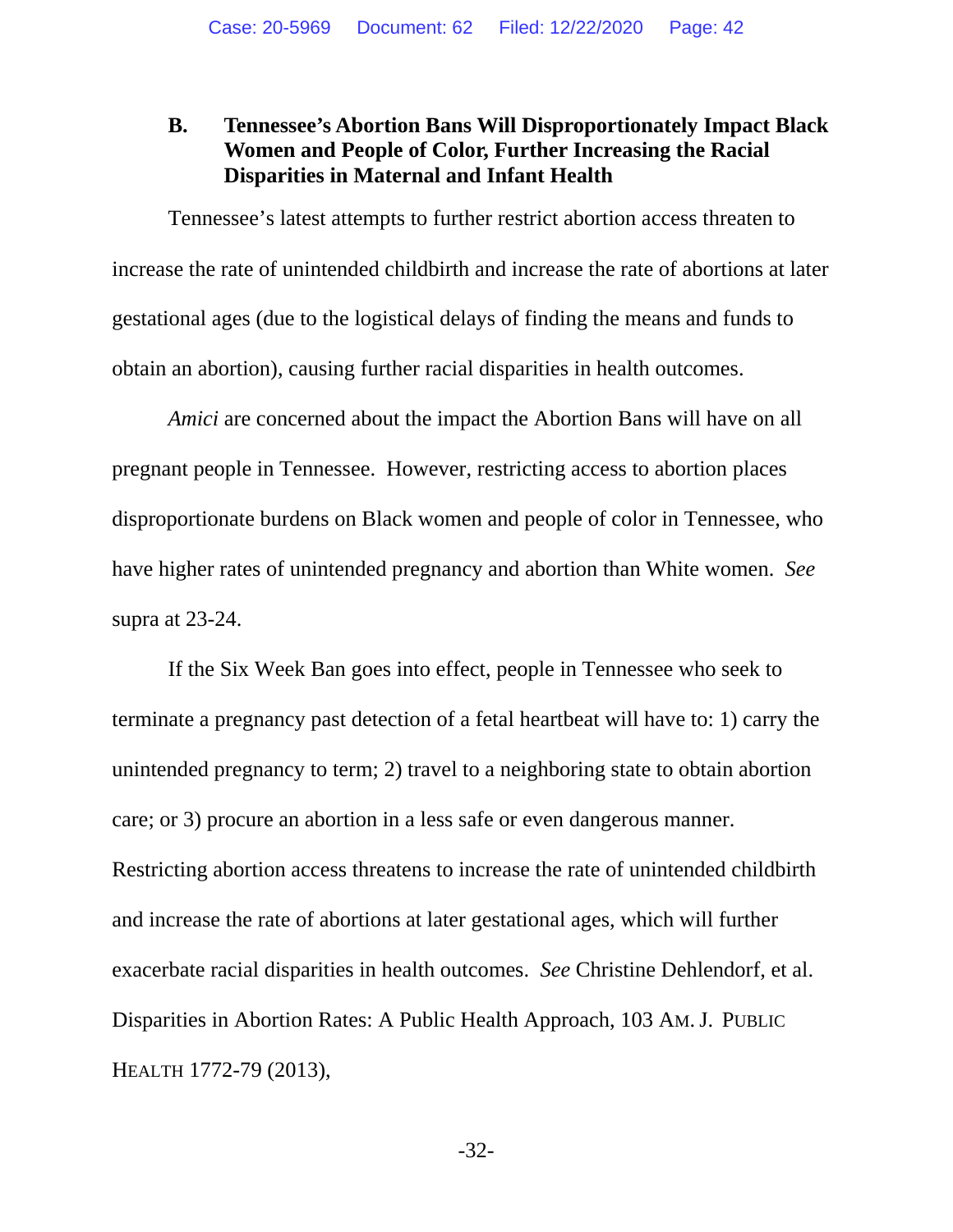### B. Tennessee's Abortion Bans Will Disproportionately Impact Black Women and People of Color, Further Increasing the Racial Disparities in Maternal and Infant Health

Tennessee's latest attempts to further restrict abortion access threaten to increase the rate of unintended childbirth and increase the rate of abortions at later gestational ages (due to the logistical delays of finding the means and funds to obtain an abortion), causing further racial disparities in health outcomes.

*Amici* are concerned about the impact the Abortion Bans will have on all pregnant people in Tennessee. However, restricting access to abortion places disproportionate burdens on Black women and people of color in Tennessee, who have higher rates of unintended pregnancy and abortion than White women. *See* supra at 23-24.

If the Six Week Ban goes into effect, people in Tennessee who seek to terminate a pregnancy past detection of a fetal heartbeat will have to: 1) carry the unintended pregnancy to term; 2) travel to a neighboring state to obtain abortion care; or 3) procure an abortion in a less safe or even dangerous manner. Restricting abortion access threatens to increase the rate of unintended childbirth and increase the rate of abortions at later gestational ages, which will further exacerbate racial disparities in health outcomes. *See* Christine Dehlendorf, et al. Disparities in Abortion Rates: A Public Health Approach, 103 AM. J. PUBLIC HEALTH 1772-79 (2013),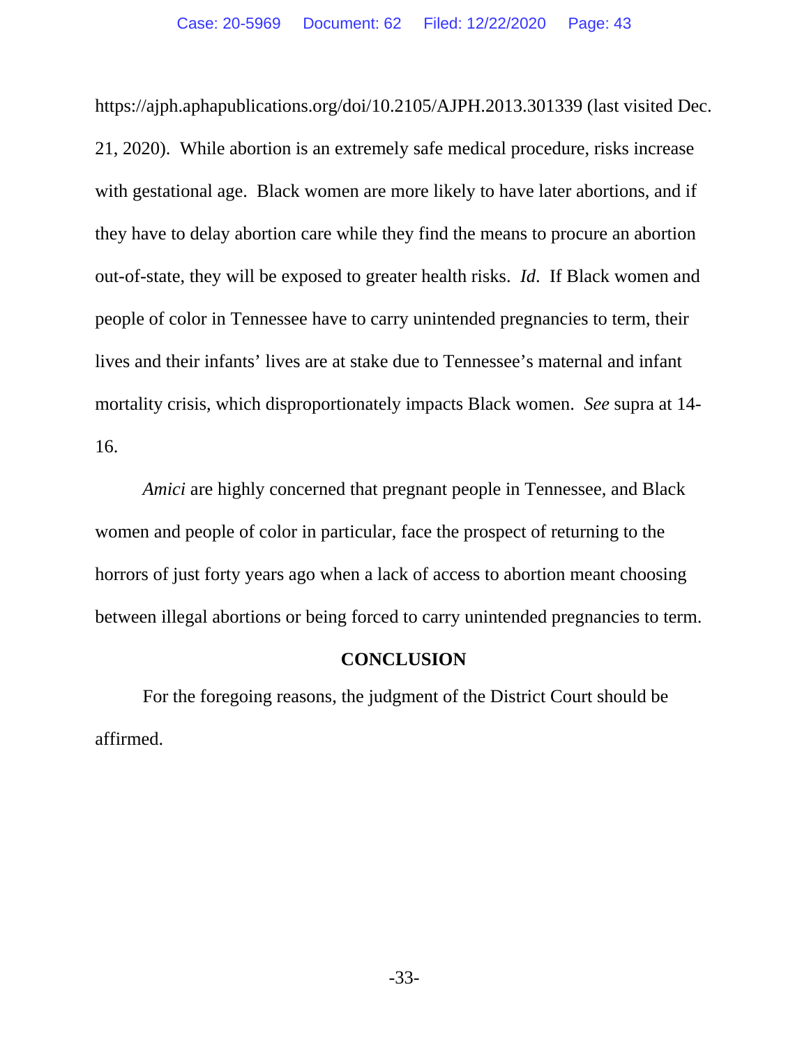https://ajph.aphapublications.org/doi/10.2105/AJPH.2013.301339 (last visited Dec. 21, 2020). While abortion is an extremely safe medical procedure, risks increase with gestational age. Black women are more likely to have later abortions, and if they have to delay abortion care while they find the means to procure an abortion out-of-state, they will be exposed to greater health risks. *Id*. If Black women and people of color in Tennessee have to carry unintended pregnancies to term, their lives and their infants' lives are at stake due to Tennessee's maternal and infant mortality crisis, which disproportionately impacts Black women. *See* supra at 14-16.

*Amici* are highly concerned that pregnant people in Tennessee, and Black women and people of color in particular, face the prospect of returning to the horrors of just forty years ago when a lack of access to abortion meant choosing between illegal abortions or being forced to carry unintended pregnancies to term.

## CONCLUSION

For the foregoing reasons, the judgment of the District Court should be affirmed.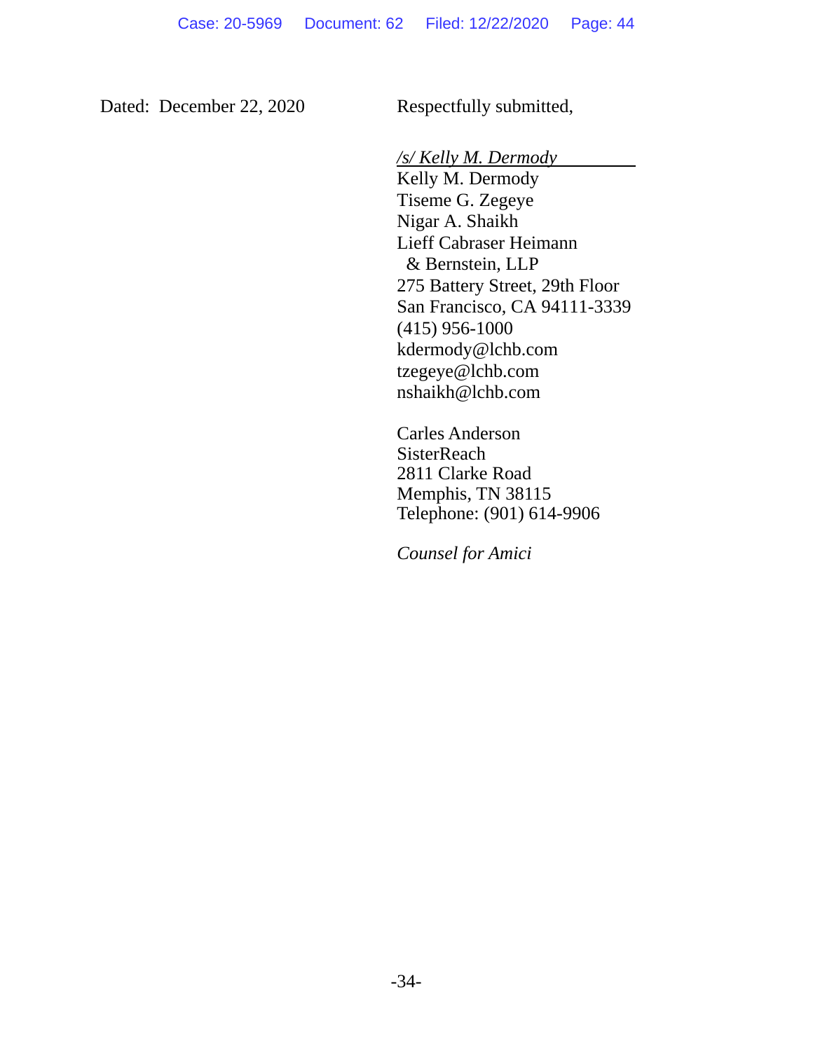Dated: December 22, 2020

Respectfully submitted,

*/s/ Kelly M. Dermody*  
Kelly M. Dermody  
Tiseme G. Zegeye  
Nigar A. Shaikh  
Lieff Cabraser Heimann  
& Bernstein, LLP  
275 Battery Street, 29th Floor  
San Francisco, CA 94111-3339  
(415) 956-1000  
kdermody@lchb.com  
tzegeye@lchb.com  
nshaikh@lchb.com

Carles Anderson  
SisterReach  
2811 Clarke Road  
Memphis, TN 38115  
Telephone: (901) 614-9906

*Counsel for Amici*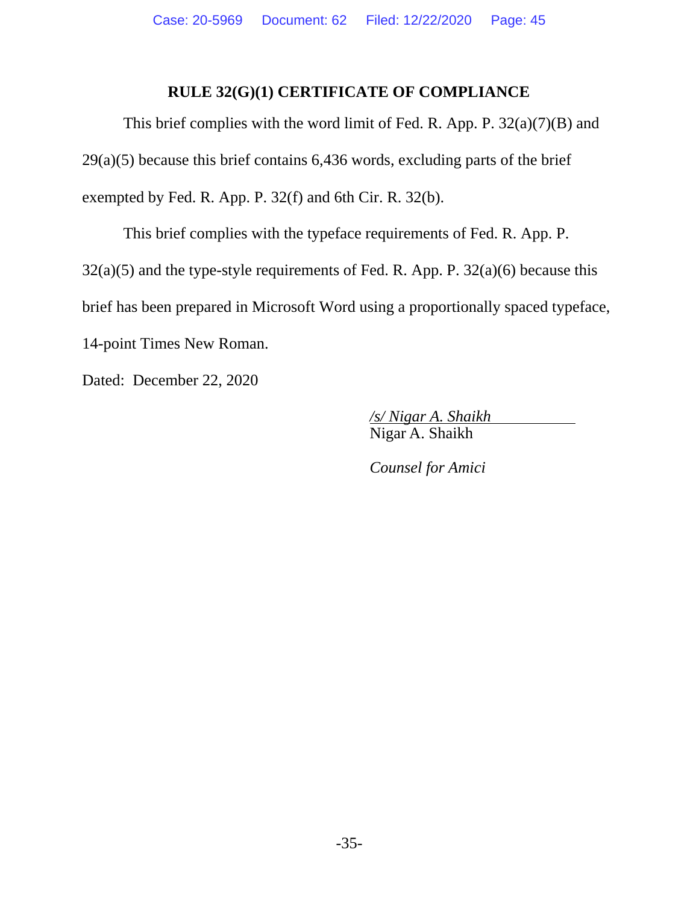## RULE 32(G)(1) CERTIFICATE OF COMPLIANCE

This brief complies with the word limit of Fed. R. App. P. 32(a)(7)(B) and 29(a)(5) because this brief contains 6,436 words, excluding parts of the brief exempted by Fed. R. App. P. 32(f) and 6th Cir. R. 32(b).

This brief complies with the typeface requirements of Fed. R. App. P. 32(a)(5) and the type-style requirements of Fed. R. App. P. 32(a)(6) because this brief has been prepared in Microsoft Word using a proportionally spaced typeface, 14-point Times New Roman.

Dated: December 22, 2020

*/s/ Nigar A. Shaikh*
Nigar A. Shaikh

*Counsel for Amici*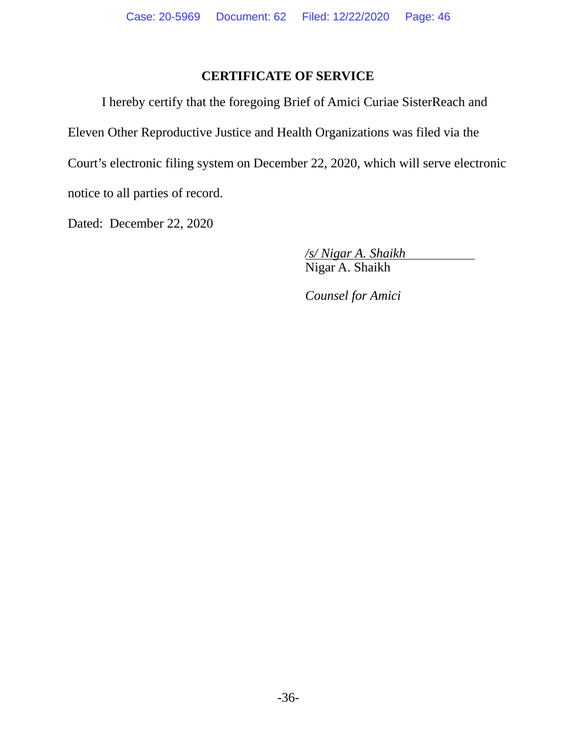## CERTIFICATE OF SERVICE

I hereby certify that the foregoing Brief of Amici Curiae SisterReach and Eleven Other Reproductive Justice and Health Organizations was filed via the Court's electronic filing system on December 22, 2020, which will serve electronic notice to all parties of record.

Dated: December 22, 2020

*/s/ Nigar A. Shaikh*
Nigar A. Shaikh

*Counsel for Amici*